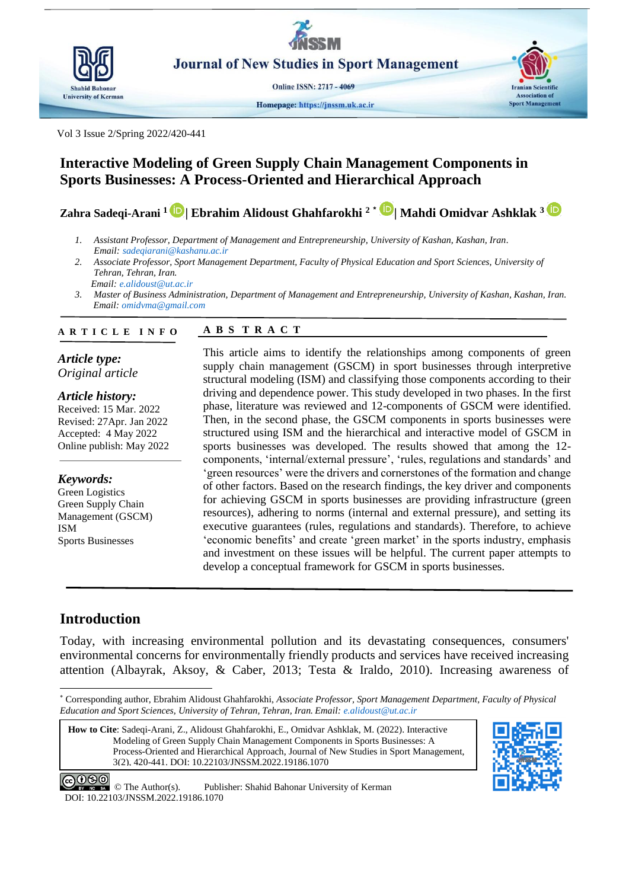# Interactive Modeling of Green Supply Chain Management Components in Sports Businesses: A Process-Oriented and Hierarchical Approach

**Zahra Sadeqi-Arani [1] | Ebrahim Alidoust Ghahfarokhi [2*] | Mahdi Omidvar Ashklak [3]**

1. *Assistant Professor, Department of Management and Entrepreneurship, University of Kashan, Kashan, Iran.* *Email: sadeqiarani@kashanu.ac.ir*
2. *Associate Professor, Sport Management Department, Faculty of Physical Education and Sport Sciences, University of Tehran, Tehran, Iran.* *Email: e.alidoust@ut.ac.ir*
3. *Master of Business Administration, Department of Management and Entrepreneurship, University of Kashan, Kashan, Iran.* *Email: omidvma@gmail.com*

**ARTICLE INFO**

***Article type:***
*Original article*

***Article history:***
Received: 15 Mar. 2022
Revised: 27Apr. Jan 2022
Accepted: 4 May 2022
Online publish: May 2022

***Keywords:***
Green Logistics
Green Supply Chain Management (GSCM)
ISM
Sports Businesses

**ABSTRACT**

This article aims to identify the relationships among components of green supply chain management (GSCM) in sport businesses through interpretive structural modeling (ISM) and classifying those components according to their driving and dependence power. This study developed in two phases. In the first phase, literature was reviewed and 12-components of GSCM were identified. Then, in the second phase, the GSCM components in sports businesses were structured using ISM and the hierarchical and interactive model of GSCM in sports businesses was developed. The results showed that among the 12-components, 'internal/external pressure', 'rules, regulations and standards' and 'green resources' were the drivers and cornerstones of the formation and change of other factors. Based on the research findings, the key driver and components for achieving GSCM in sports businesses are providing infrastructure (green resources), adhering to norms (internal and external pressure), and setting its executive guarantees (rules, regulations and standards). Therefore, to achieve 'economic benefits' and create 'green market' in the sports industry, emphasis and investment on these issues will be helpful. The current paper attempts to develop a conceptual framework for GSCM in sports businesses.

## Introduction

Today, with increasing environmental pollution and its devastating consequences, consumers' environmental concerns for environmentally friendly products and services have received increasing attention (Albayrak, Aksoy, & Caber, 2013; Testa & Iraldo, 2010). Increasing awareness of

---

[*] Corresponding author, Ebrahim Alidoust Ghahfarokhi, *Associate Professor, Sport Management Department, Faculty of Physical Education and Sport Sciences, University of Tehran, Tehran, Iran. Email: e.alidoust@ut.ac.ir*

**How to Cite**: Sadeqi-Arani, Z., Alidoust Ghahfarokhi, E., Omidvar Ashklak, M. (2022). Interactive Modeling of Green Supply Chain Management Components in Sports Businesses: A Process-Oriented and Hierarchical Approach, Journal of New Studies in Sport Management, 3(2), 420-441. DOI: 10.22103/JNSSM.2022.19186.1070

© The Author(s). Publisher: Shahid Bahonar University of Kerman
DOI: 10.22103/JNSSM.2022.19186.1070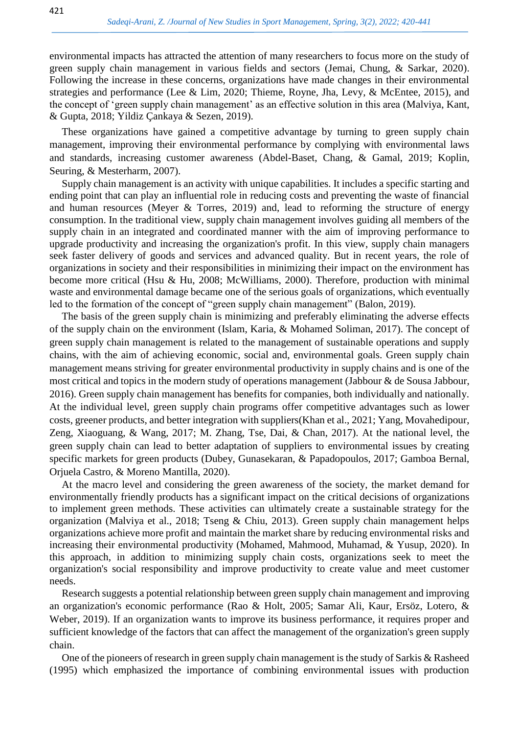environmental impacts has attracted the attention of many researchers to focus more on the study of green supply chain management in various fields and sectors (Jemai, Chung, & Sarkar, 2020). Following the increase in these concerns, organizations have made changes in their environmental strategies and performance (Lee & Lim, 2020; Thieme, Royne, Jha, Levy, & McEntee, 2015), and the concept of 'green supply chain management' as an effective solution in this area (Malviya, Kant, & Gupta, 2018; Yildiz Çankaya & Sezen, 2019).

These organizations have gained a competitive advantage by turning to green supply chain management, improving their environmental performance by complying with environmental laws and standards, increasing customer awareness (Abdel-Baset, Chang, & Gamal, 2019; Koplin, Seuring, & Mesterharm, 2007).

Supply chain management is an activity with unique capabilities. It includes a specific starting and ending point that can play an influential role in reducing costs and preventing the waste of financial and human resources (Meyer & Torres, 2019) and, lead to reforming the structure of energy consumption. In the traditional view, supply chain management involves guiding all members of the supply chain in an integrated and coordinated manner with the aim of improving performance to upgrade productivity and increasing the organization's profit. In this view, supply chain managers seek faster delivery of goods and services and advanced quality. But in recent years, the role of organizations in society and their responsibilities in minimizing their impact on the environment has become more critical (Hsu & Hu, 2008; McWilliams, 2000). Therefore, production with minimal waste and environmental damage became one of the serious goals of organizations, which eventually led to the formation of the concept of "green supply chain management" (Balon, 2019).

The basis of the green supply chain is minimizing and preferably eliminating the adverse effects of the supply chain on the environment (Islam, Karia, & Mohamed Soliman, 2017). The concept of green supply chain management is related to the management of sustainable operations and supply chains, with the aim of achieving economic, social and, environmental goals. Green supply chain management means striving for greater environmental productivity in supply chains and is one of the most critical and topics in the modern study of operations management (Jabbour & de Sousa Jabbour, 2016). Green supply chain management has benefits for companies, both individually and nationally. At the individual level, green supply chain programs offer competitive advantages such as lower costs, greener products, and better integration with suppliers(Khan et al., 2021; Yang, Movahedipour, Zeng, Xiaoguang, & Wang, 2017; M. Zhang, Tse, Dai, & Chan, 2017). At the national level, the green supply chain can lead to better adaptation of suppliers to environmental issues by creating specific markets for green products (Dubey, Gunasekaran, & Papadopoulos, 2017; Gamboa Bernal, Orjuela Castro, & Moreno Mantilla, 2020).

At the macro level and considering the green awareness of the society, the market demand for environmentally friendly products has a significant impact on the critical decisions of organizations to implement green methods. These activities can ultimately create a sustainable strategy for the organization (Malviya et al., 2018; Tseng & Chiu, 2013). Green supply chain management helps organizations achieve more profit and maintain the market share by reducing environmental risks and increasing their environmental productivity (Mohamed, Mahmood, Muhamad, & Yusup, 2020). In this approach, in addition to minimizing supply chain costs, organizations seek to meet the organization's social responsibility and improve productivity to create value and meet customer needs.

Research suggests a potential relationship between green supply chain management and improving an organization's economic performance (Rao & Holt, 2005; Samar Ali, Kaur, Ersöz, Lotero, & Weber, 2019). If an organization wants to improve its business performance, it requires proper and sufficient knowledge of the factors that can affect the management of the organization's green supply chain.

One of the pioneers of research in green supply chain management is the study of Sarkis & Rasheed (1995) which emphasized the importance of combining environmental issues with production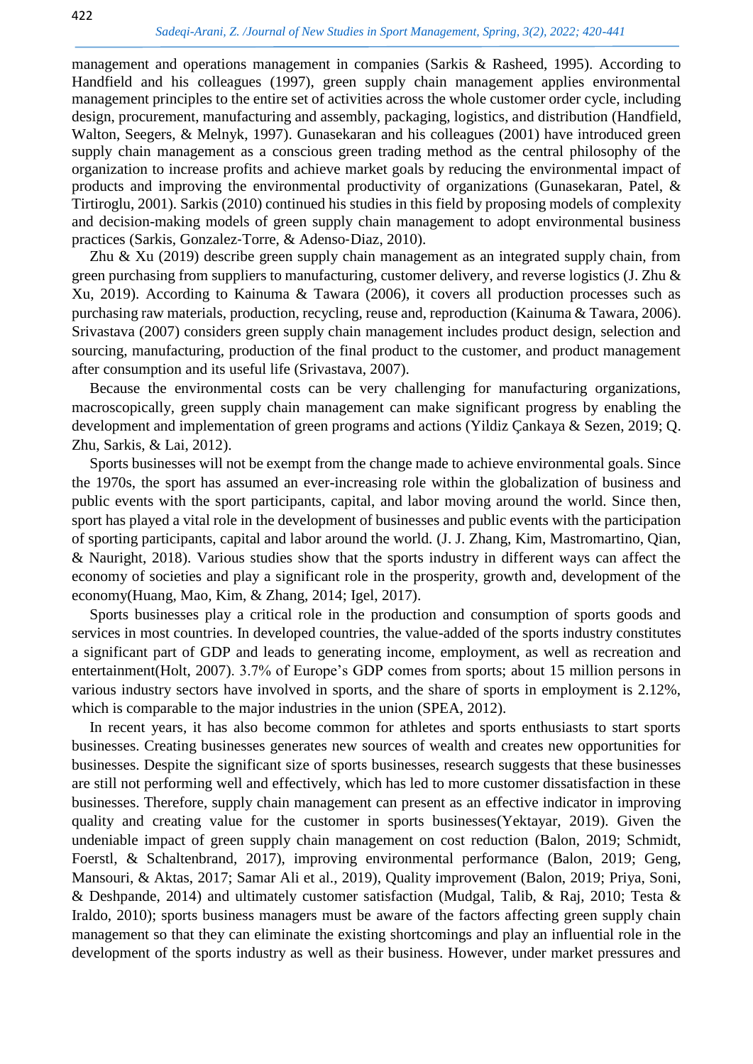management and operations management in companies (Sarkis & Rasheed, 1995). According to Handfield and his colleagues (1997), green supply chain management applies environmental management principles to the entire set of activities across the whole customer order cycle, including design, procurement, manufacturing and assembly, packaging, logistics, and distribution (Handfield, Walton, Seegers, & Melnyk, 1997). Gunasekaran and his colleagues (2001) have introduced green supply chain management as a conscious green trading method as the central philosophy of the organization to increase profits and achieve market goals by reducing the environmental impact of products and improving the environmental productivity of organizations (Gunasekaran, Patel, & Tirtiroglu, 2001). Sarkis (2010) continued his studies in this field by proposing models of complexity and decision-making models of green supply chain management to adopt environmental business practices (Sarkis, Gonzalez-Torre, & Adenso-Diaz, 2010).

Zhu & Xu (2019) describe green supply chain management as an integrated supply chain, from green purchasing from suppliers to manufacturing, customer delivery, and reverse logistics (J. Zhu & Xu, 2019). According to Kainuma & Tawara (2006), it covers all production processes such as purchasing raw materials, production, recycling, reuse and, reproduction (Kainuma & Tawara, 2006). Srivastava (2007) considers green supply chain management includes product design, selection and sourcing, manufacturing, production of the final product to the customer, and product management after consumption and its useful life (Srivastava, 2007).

Because the environmental costs can be very challenging for manufacturing organizations, macroscopically, green supply chain management can make significant progress by enabling the development and implementation of green programs and actions (Yildiz Çankaya & Sezen, 2019; Q. Zhu, Sarkis, & Lai, 2012).

Sports businesses will not be exempt from the change made to achieve environmental goals. Since the 1970s, the sport has assumed an ever-increasing role within the globalization of business and public events with the sport participants, capital, and labor moving around the world. Since then, sport has played a vital role in the development of businesses and public events with the participation of sporting participants, capital and labor around the world. (J. J. Zhang, Kim, Mastromartino, Qian, & Nauright, 2018). Various studies show that the sports industry in different ways can affect the economy of societies and play a significant role in the prosperity, growth and, development of the economy(Huang, Mao, Kim, & Zhang, 2014; Igel, 2017).

Sports businesses play a critical role in the production and consumption of sports goods and services in most countries. In developed countries, the value-added of the sports industry constitutes a significant part of GDP and leads to generating income, employment, as well as recreation and entertainment(Holt, 2007). 3.7% of Europe's GDP comes from sports; about 15 million persons in various industry sectors have involved in sports, and the share of sports in employment is 2.12%, which is comparable to the major industries in the union (SPEA, 2012).

In recent years, it has also become common for athletes and sports enthusiasts to start sports businesses. Creating businesses generates new sources of wealth and creates new opportunities for businesses. Despite the significant size of sports businesses, research suggests that these businesses are still not performing well and effectively, which has led to more customer dissatisfaction in these businesses. Therefore, supply chain management can present as an effective indicator in improving quality and creating value for the customer in sports businesses(Yektayar, 2019). Given the undeniable impact of green supply chain management on cost reduction (Balon, 2019; Schmidt, Foerstl, & Schaltenbrand, 2017), improving environmental performance (Balon, 2019; Geng, Mansouri, & Aktas, 2017; Samar Ali et al., 2019), Quality improvement (Balon, 2019; Priya, Soni, & Deshpande, 2014) and ultimately customer satisfaction (Mudgal, Talib, & Raj, 2010; Testa & Iraldo, 2010); sports business managers must be aware of the factors affecting green supply chain management so that they can eliminate the existing shortcomings and play an influential role in the development of the sports industry as well as their business. However, under market pressures and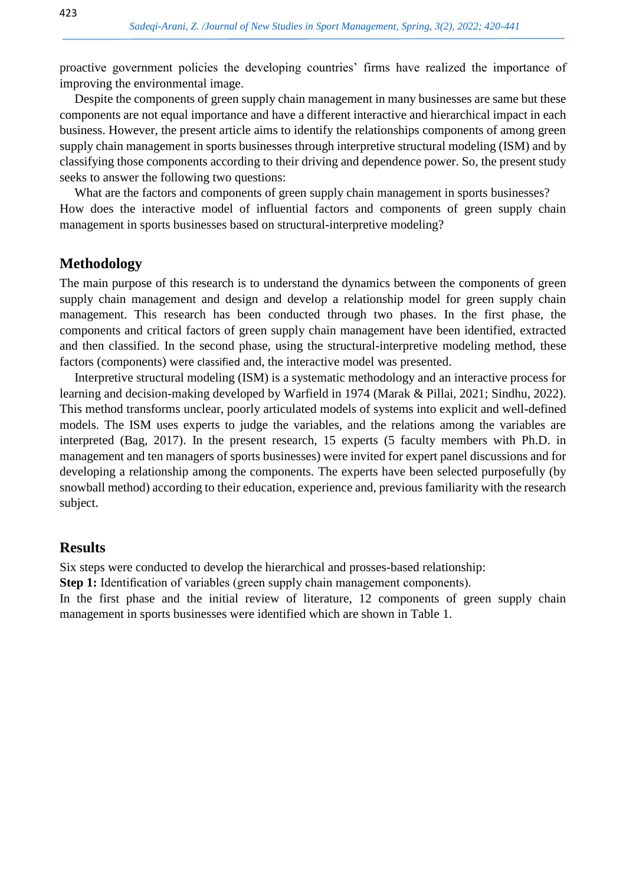proactive government policies the developing countries' firms have realized the importance of improving the environmental image.

Despite the components of green supply chain management in many businesses are same but these components are not equal importance and have a different interactive and hierarchical impact in each business. However, the present article aims to identify the relationships components of among green supply chain management in sports businesses through interpretive structural modeling (ISM) and by classifying those components according to their driving and dependence power. So, the present study seeks to answer the following two questions:

What are the factors and components of green supply chain management in sports businesses? How does the interactive model of influential factors and components of green supply chain management in sports businesses based on structural-interpretive modeling?

## Methodology

The main purpose of this research is to understand the dynamics between the components of green supply chain management and design and develop a relationship model for green supply chain management. This research has been conducted through two phases. In the first phase, the components and critical factors of green supply chain management have been identified, extracted and then classified. In the second phase, using the structural-interpretive modeling method, these factors (components) were classified and, the interactive model was presented.

Interpretive structural modeling (ISM) is a systematic methodology and an interactive process for learning and decision-making developed by Warfield in 1974 (Marak & Pillai, 2021; Sindhu, 2022). This method transforms unclear, poorly articulated models of systems into explicit and well-defined models. The ISM uses experts to judge the variables, and the relations among the variables are interpreted (Bag, 2017). In the present research, 15 experts (5 faculty members with Ph.D. in management and ten managers of sports businesses) were invited for expert panel discussions and for developing a relationship among the components. The experts have been selected purposefully (by snowball method) according to their education, experience and, previous familiarity with the research subject.

## Results

Six steps were conducted to develop the hierarchical and prosses-based relationship:

**Step 1:** Identification of variables (green supply chain management components).

In the first phase and the initial review of literature, 12 components of green supply chain management in sports businesses were identified which are shown in Table 1.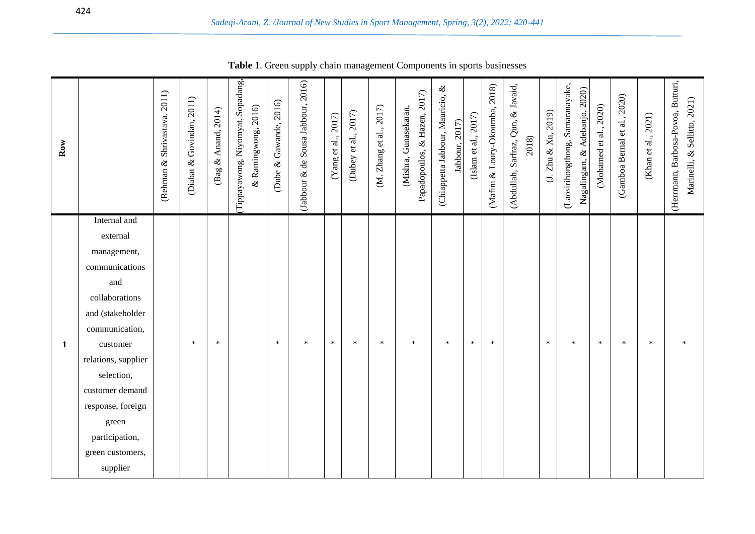**Table 1**. Green supply chain management Components in sports businesses

| Row | | (Rehman & Shrivastava, 2011) | (Diabat & Govindan, 2011) | (Bag & Anand, 2014) | (Tippayawong, Niyomyat, Sopadang, & Ramingwong, 2016) | (Dube & Gawande, 2016) | (Jabbour & de Sousa Jabbour, 2016) | (Yang et al., 2017) | (Dubey et al., 2017) | (M. Zhang et al., 2017) | (Mishra, Gunasekaran, Papadopoulos, & Hazen, 2017) | (Chiappetta Jabbour, Mauricio, & Jabbour, 2017) | (Islam et al., 2017) | (Mafini & Loury-Okoumba, 2018) | (Abdullah, Sarfraz, Qun, & Javaid, 2018) | (J. Zhu & Xu, 2019) | (Laosirihongthong, Samaranayake, Nagalingam, & Adebanjo, 2020) | (Mohamed et al., 2020) | (Gamboa Bernal et al., 2020) | (Khan et al., 2021) | (Herrmann, Barbosa-Povoa, Butturi, Marinelli, & Sellitto, 2021) |
|---|---|---|---|---|---|---|---|---|---|---|---|---|---|---|---|---|---|---|---|---|---|
| **1** | Internal and external management, communications and collaborations and (stakeholder communication, customer relations, supplier selection, customer demand response, foreign green participation, green customers, supplier | | * | * | | * | * | * | * | * | * | * | * | * | | * | * | * | * | * | * |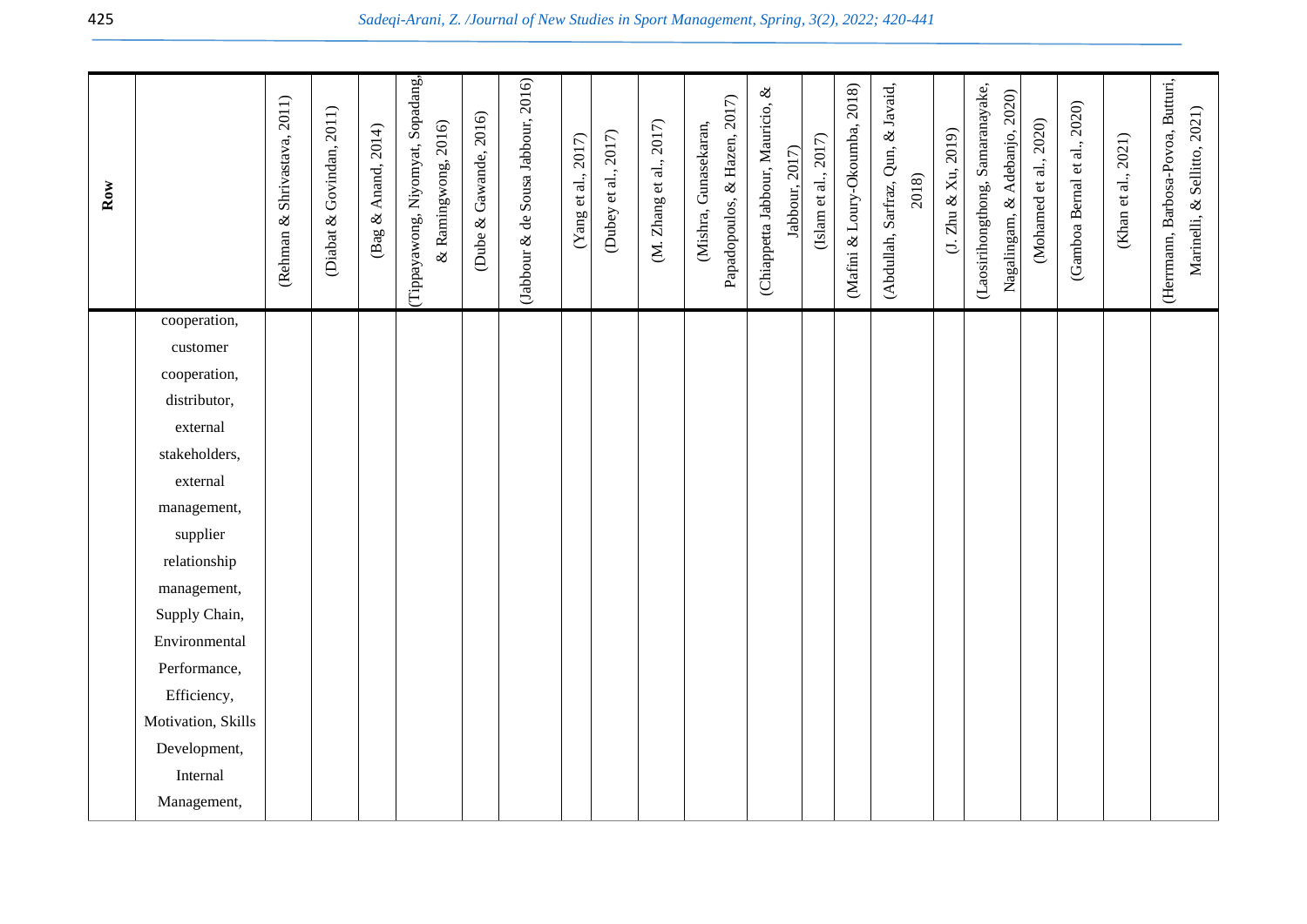| Row | | (Rehman & Shrivastava, 2011) | (Diabat & Govindan, 2011) | (Bag & Anand, 2014) | (Tippayawong, Niyomyat, Sopadang, & Ramingwong, 2016) | (Dube & Gawande, 2016) | (Jabbour & de Sousa Jabbour, 2016) | (Yang et al., 2017) | (Dubey et al., 2017) | (M. Zhang et al., 2017) | (Mishra, Gunasekaran, Papadopoulos, & Hazen, 2017) | (Chiappetta Jabbour, Mauricio, & Jabbour, 2017) | (Islam et al., 2017) | (Mafini & Loury-Okoumba, 2018) | (Abdullah, Sarfraz, Qun, & Javaid, 2018) | (J. Zhu & Xu, 2019) | (Laosirihongthong, Samaranayake, Nagalingam, & Adebanjo, 2020) | (Mohamed et al., 2020) | (Gamboa Bernal et al., 2020) | (Khan et al., 2021) | (Herrmann, Barbosa-Povoa, Butturi, Marinelli, & Sellitto, 2021) |
|---|---|---|---|---|---|---|---|---|---|---|---|---|---|---|---|---|---|---|---|---|---|
| | cooperation, customer cooperation, distributor, external stakeholders, external management, supplier relationship management, Supply Chain, Environmental Performance, Efficiency, Motivation, Skills Development, Internal Management, | | | | | | | | | | | | | | | | | | | | |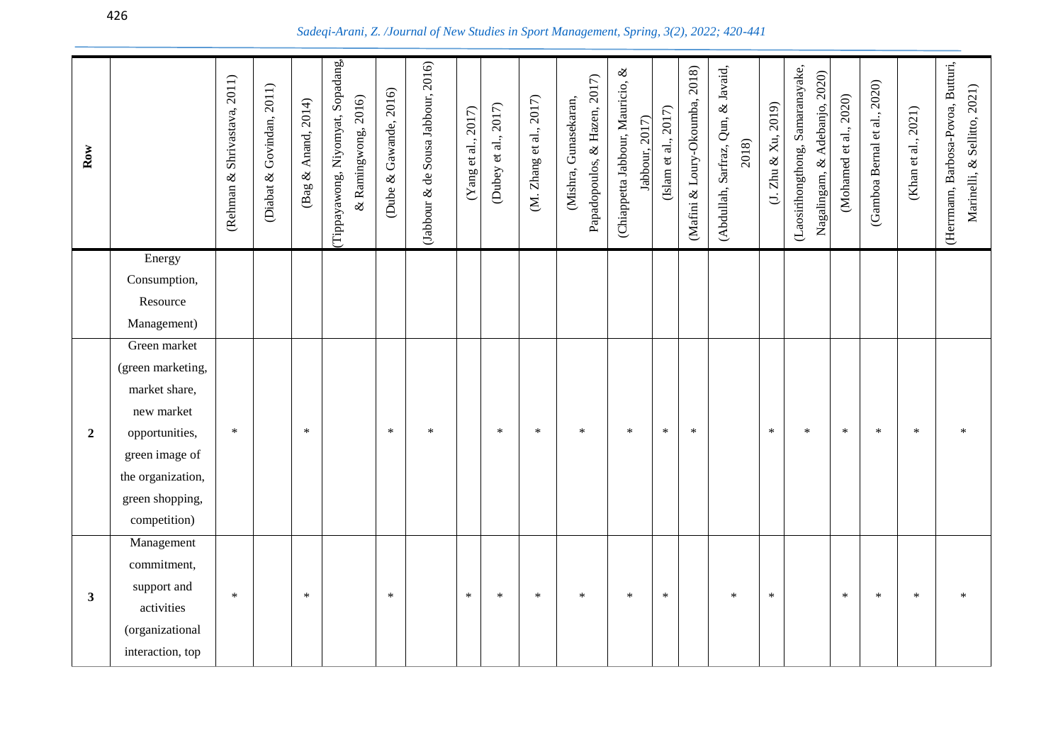| Row | | (Rehman & Shrivastava, 2011) | (Diabat & Govindan, 2011) | (Bag & Anand, 2014) | (Tippayawong, Niyomyat, Sopadang, & Ramingwong, 2016) | (Dube & Gawande, 2016) | (Jabbour & de Sousa Jabbour, 2016) | (Yang et al., 2017) | (Dubey et al., 2017) | (M. Zhang et al., 2017) | (Mishra, Gunasekaran, Papadopoulos, & Hazen, 2017) | (Chiappetta Jabbour, Mauricio, & Jabbour, 2017) | (Islam et al., 2017) | (Mafini & Loury-Okoumba, 2018) | (Abdullah, Sarfraz, Qun, & Javaid, 2018) | (J. Zhu & Xu, 2019) | (Laosirihongthong, Samaranayake, Nagalingam, & Adebanjo, 2020) | (Mohamed et al., 2020) | (Gamboa Bernal et al., 2020) | (Khan et al., 2021) | (Herrmann, Barbosa-Povoa, Butturi, Marinelli, & Sellitto, 2021) |
|---|---|---|---|---|---|---|---|---|---|---|---|---|---|---|---|---|---|---|---|---|---|
| | Energy Consumption, Resource Management) | | | | | | | | | | | | | | | | | | | | |
| **2** | Green market (green marketing, market share, new market opportunities, green image of the organization, green shopping, competition) | * | | * | | * | * | | * | * | * | * | * | * | | * | * | * | * | * | * |
| **3** | Management commitment, support and activities (organizational interaction, top | * | | * | | * | | * | * | * | * | * | * | | * | * | | * | * | * | * |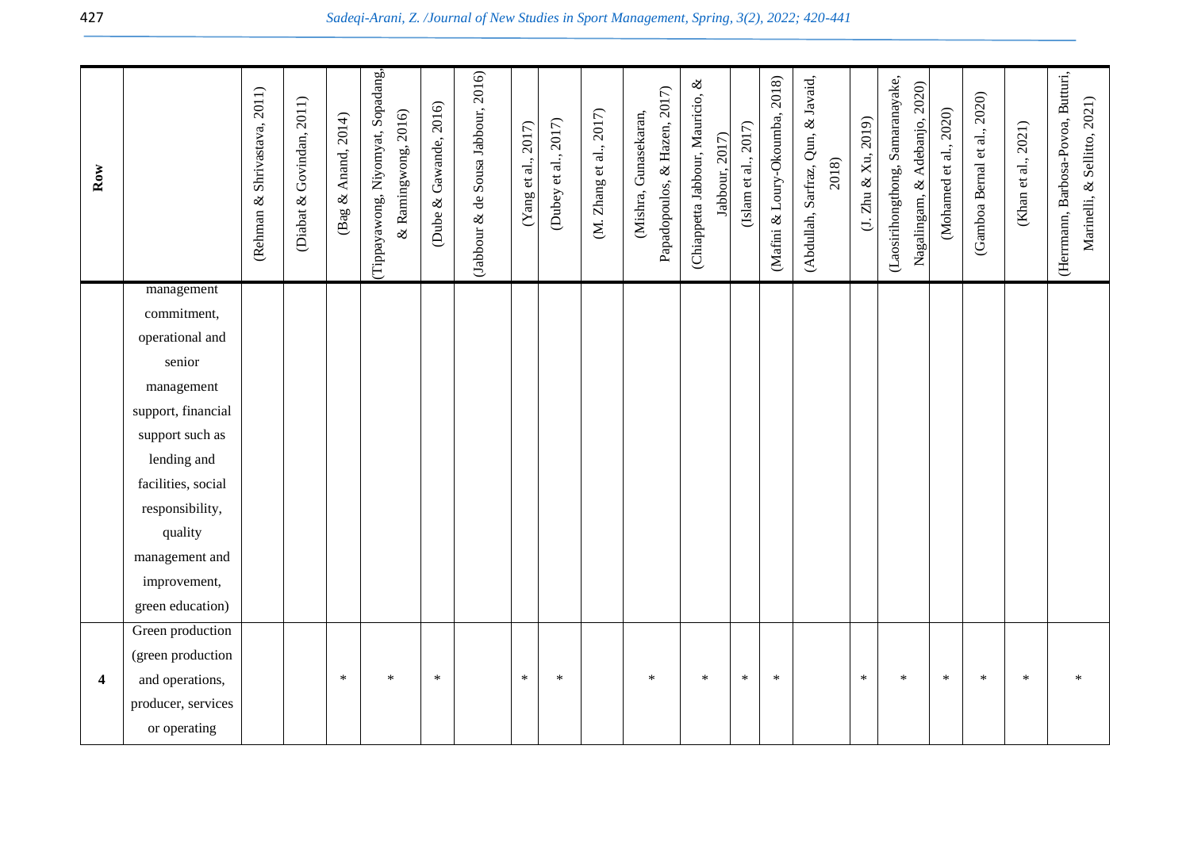| Row | | (Rehman & Shrivastava, 2011) | (Diabat & Govindan, 2011) | (Bag & Anand, 2014) | (Tippayawong, Niyomyat, Sopadang, & Ramingwong, 2016) | (Dube & Gawande, 2016) | (Jabbour & de Sousa Jabbour, 2016) | (Yang et al., 2017) | (Dubey et al., 2017) | (M. Zhang et al., 2017) | (Mishra, Gunasekaran, Papadopoulos, & Hazen, 2017) | (Chiappetta Jabbour, Mauricio, & Jabbour, 2017) | (Islam et al., 2017) | (Mafini & Loury-Okoumba, 2018) | (Abdullah, Sarfraz, Qun, & Javaid, 2018) | (J. Zhu & Xu, 2019) | (Laosirihongthong, Samaranayake, Nagalingam, & Adebanjo, 2020) | (Mohamed et al., 2020) | (Gamboa Bernal et al., 2020) | (Khan et al., 2021) | (Herrmann, Barbosa-Povoa, Butturi, Marinelli, & Sellitto, 2021) |
|---|---|---|---|---|---|---|---|---|---|---|---|---|---|---|---|---|---|---|---|---|---|
| | management commitment, operational and senior management support, financial support such as lending and facilities, social responsibility, quality management and improvement, green education) | | | | | | | | | | | | | | | | | | | | |
| 4 | Green production (green production and operations, producer, services or operating | | | * | * | * | | * | * | | * | * | * | * | | * | * | * | * | * | * |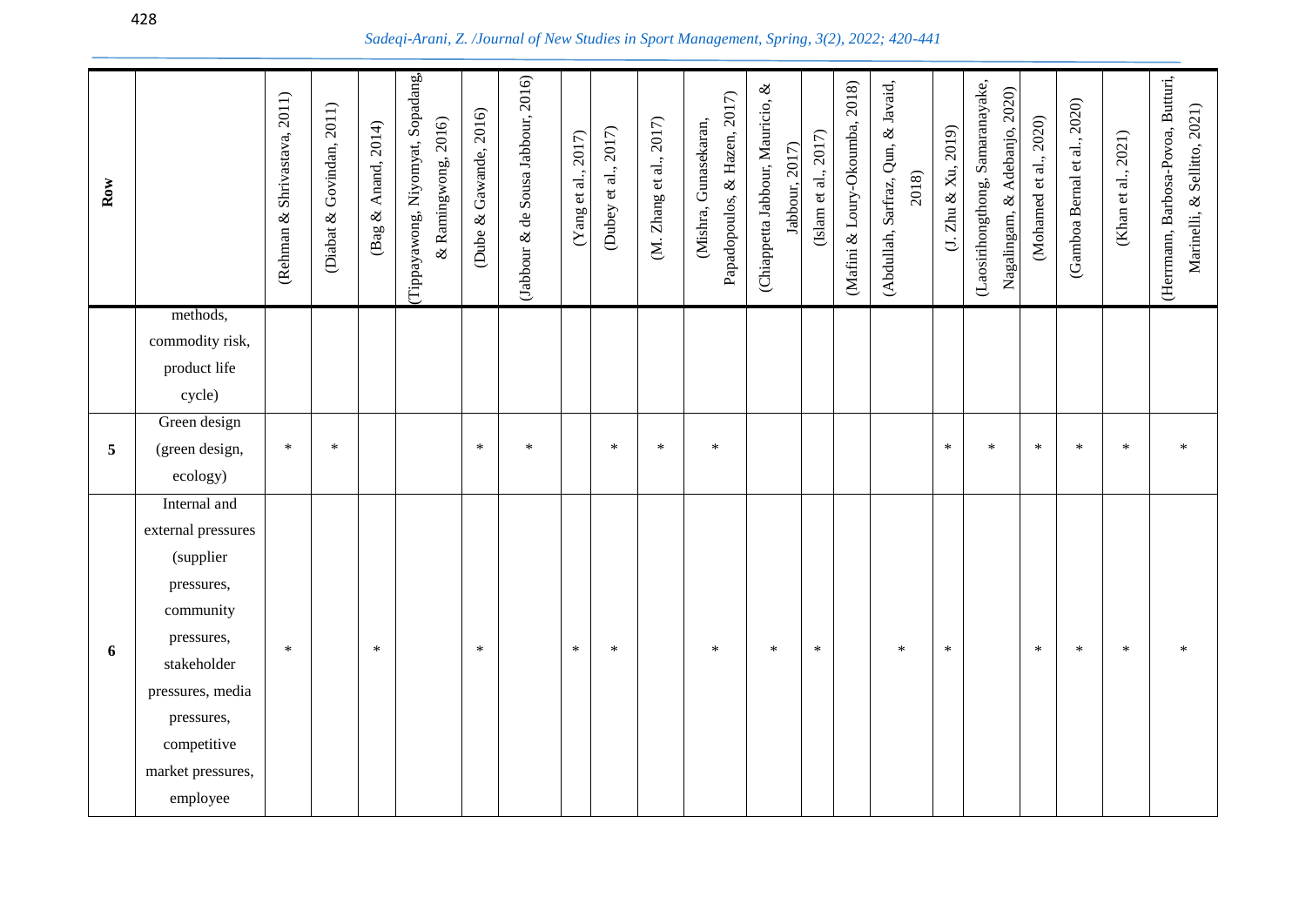| Row | | (Rehman & Shrivastava, 2011) | (Diabat & Govindan, 2011) | (Bag & Anand, 2014) | (Tippayawong, Niyomyat, Sopadang, & Ramingwong, 2016) | (Dube & Gawande, 2016) | (Jabbour & de Sousa Jabbour, 2016) | (Yang et al., 2017) | (Dubey et al., 2017) | (M. Zhang et al., 2017) | (Mishra, Gunasekaran, Papadopoulos, & Hazen, 2017) | (Chiappetta Jabbour, Mauricio, & Jabbour, 2017) | (Islam et al., 2017) | (Mafini & Loury-Okoumba, 2018) | (Abdullah, Sarfraz, Qun, & Javaid, 2018) | (J. Zhu & Xu, 2019) | (Laosirihongthong, Samaranayake, Nagalingam, & Adebanjo, 2020) | (Mohamed et al., 2020) | (Gamboa Bernal et al., 2020) | (Khan et al., 2021) | (Herrmann, Barbosa-Povoa, Butturi, Marinelli, & Sellitto, 2021) |
|---|---|---|---|---|---|---|---|---|---|---|---|---|---|---|---|---|---|---|---|---|---|
| | methods, commodity risk, product life cycle) | | | | | | | | | | | | | | | | | | | | |
| 5 | Green design (green design, ecology) | * | * | | | * | * | | * | * | * | | | | | * | * | * | * | * | * |
| 6 | Internal and external pressures (supplier pressures, community pressures, stakeholder pressures, media pressures, competitive market pressures, employee | * | | * | | * | | * | * | | * | * | * | | * | * | | * | * | * | * |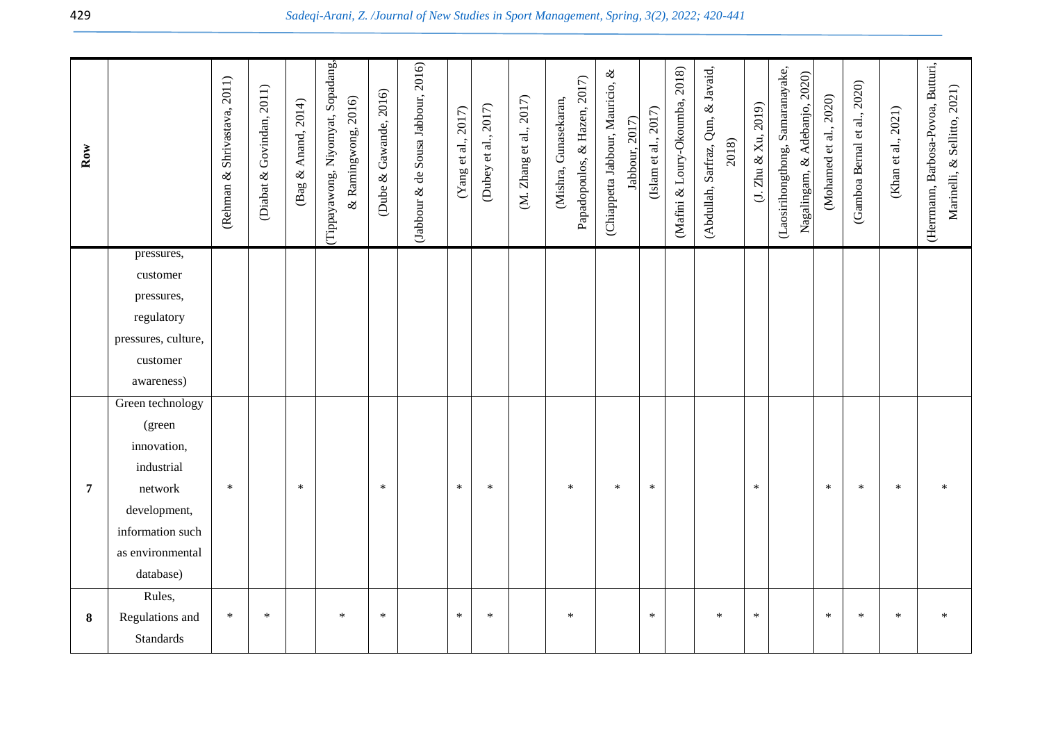| Row | | (Rehman & Shrivastava, 2011) | (Diabat & Govindan, 2011) | (Bag & Anand, 2014) | (Tippayawong, Niyomyat, Sopadang, & Ramingwong, 2016) | (Dube & Gawande, 2016) | (Jabbour & de Sousa Jabbour, 2016) | (Yang et al., 2017) | (Dubey et al., 2017) | (M. Zhang et al., 2017) | (Mishra, Gunasekaran, Papadopoulos, & Hazen, 2017) | (Chiappetta Jabbour, Mauricio, & Jabbour, 2017) | (Islam et al., 2017) | (Mafini & Loury-Okoumba, 2018) | (Abdullah, Sarfraz, Qun, & Javaid, 2018) | (J. Zhu & Xu, 2019) | (Laosirihongthong, Samaranayake, Nagalingam, & Adebanjo, 2020) | (Mohamed et al., 2020) | (Gamboa Bernal et al., 2020) | (Khan et al., 2021) | (Herrmann, Barbosa-Povoa, Butturi, Marinelli, & Sellitto, 2021) |
|---|---|---|---|---|---|---|---|---|---|---|---|---|---|---|---|---|---|---|---|---|---|
| | pressures, customer pressures, regulatory pressures, culture, customer awareness) | | | | | | | | | | | | | | | | | | | | |
| 7 | Green technology (green innovation, industrial network development, information such as environmental database) | * | | * | | * | | * | * | | * | * | * | | | * | | * | * | * | * |
| 8 | Rules, Regulations and Standards | * | * | | * | * | | * | * | | * | | * | | * | * | | * | * | * | * |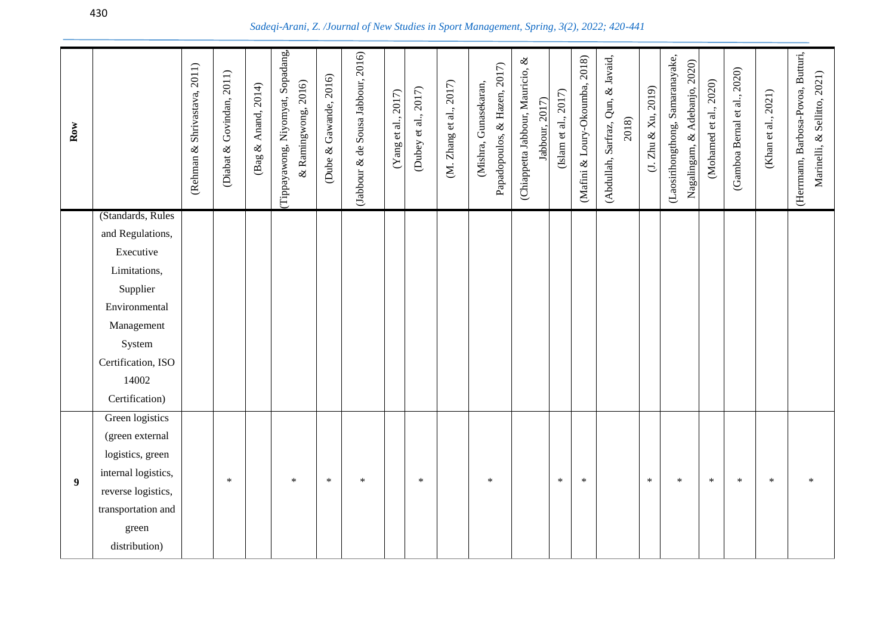| Row | | (Rehman & Shrivastava, 2011) | (Diabat & Govindan, 2011) | (Bag & Anand, 2014) | (Tippayawong, Niyomyat, Sopadang, & Ramingwong, 2016) | (Dube & Gawande, 2016) | (Jabbour & de Sousa Jabbour, 2016) | (Yang et al., 2017) | (Dubey et al., 2017) | (M. Zhang et al., 2017) | (Mishra, Gunasekaran, Papadopoulos, & Hazen, 2017) | (Chiappetta Jabbour, Mauricio, & Jabbour, 2017) | (Islam et al., 2017) | (Mafini & Loury-Okoumba, 2018) | (Abdullah, Sarfraz, Qun, & Javaid, 2018) | (J. Zhu & Xu, 2019) | (Laosirihongthong, Samaranayake, Nagalingam, & Adebanjo, 2020) | (Mohamed et al., 2020) | (Gamboa Bernal et al., 2020) | (Khan et al., 2021) | (Herrmann, Barbosa-Povoa, Butturi, Marinelli, & Sellitto, 2021) |
|---|---|---|---|---|---|---|---|---|---|---|---|---|---|---|---|---|---|---|---|---|---|
| | (Standards, Rules and Regulations, Executive Limitations, Supplier Environmental Management System Certification, ISO 14002 Certification) | | | | | | | | | | | | | | | | | | | | |
| 9 | Green logistics (green external logistics, green internal logistics, reverse logistics, transportation and green distribution) | | * | | * | * | * | | * | | * | | * | * | | * | * | * | * | * | * |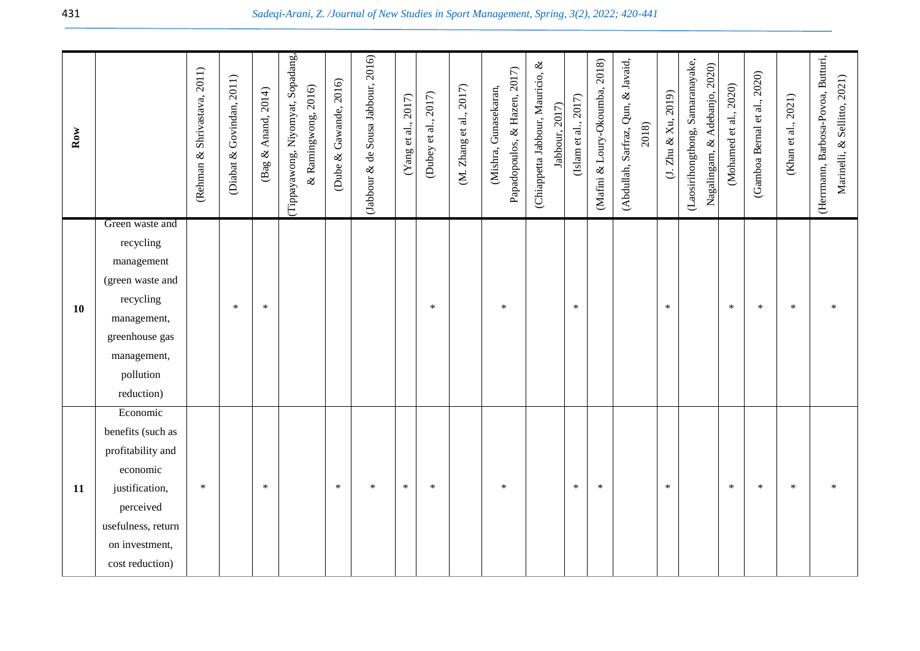| Row | | (Rehman & Shrivastava, 2011) | (Diabat & Govindan, 2011) | (Bag & Anand, 2014) | (Tippayawong, Niyomyat, Sopadang, & Ramingwong, 2016) | (Dube & Gawande, 2016) | (Jabbour & de Sousa Jabbour, 2016) | (Yang et al., 2017) | (Dubey et al., 2017) | (M. Zhang et al., 2017) | (Mishra, Gunasekaran, Papadopoulos, & Hazen, 2017) | (Chiappetta Jabbour, Mauricio, & Jabbour, 2017) | (Islam et al., 2017) | (Mafini & Loury-Okoumba, 2018) | (Abdullah, Sarfraz, Qun, & Javaid, 2018) | (J. Zhu & Xu, 2019) | (Laosirihongthong, Samaranayake, Nagalingam, & Adebanjo, 2020) | (Mohamed et al., 2020) | (Gamboa Bernal et al., 2020) | (Khan et al., 2021) | (Herrmann, Barbosa-Povoa, Butturi, Marinelli, & Sellitto, 2021) |
|---|---|---|---|---|---|---|---|---|---|---|---|---|---|---|---|---|---|---|---|---|---|
| **10** | Green waste and recycling management (green waste and recycling management, greenhouse gas management, pollution reduction) | | * | * | | | | | * | | * | | * | | | * | | * | * | * | * |
| **11** | Economic benefits (such as profitability and economic justification, perceived usefulness, return on investment, cost reduction) | * | | * | | * | * | * | * | | * | | * | * | | * | | * | * | * | * |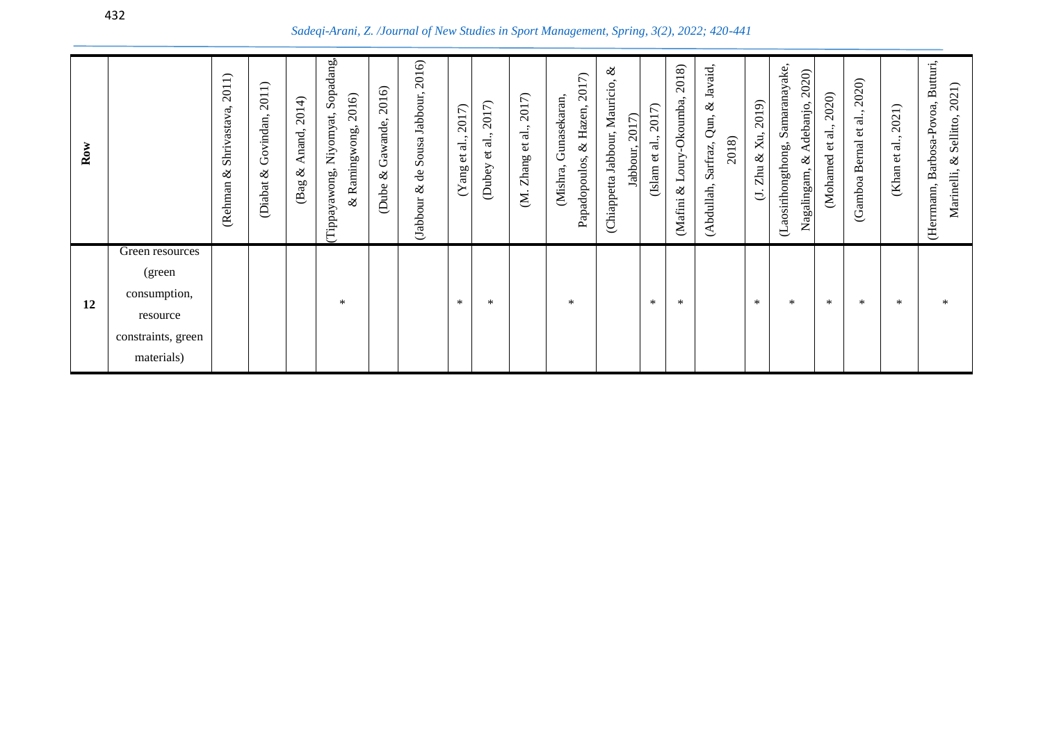| Row | | (Rehman & Shrivastava, 2011) | (Diabat & Govindan, 2011) | (Bag & Anand, 2014) | (Tippayawong, Niyomyat, Sopadang, & Ramingwong, 2016) | (Dube & Gawande, 2016) | (Jabbour & de Sousa Jabbour, 2016) | (Yang et al., 2017) | (Dubey et al., 2017) | (M. Zhang et al., 2017) | (Mishra, Gunasekaran, Papadopoulos, & Hazen, 2017) | (Chiappetta Jabbour, Mauricio, & Jabbour, 2017) | (Islam et al., 2017) | (Mafini & Loury-Okoumba, 2018) | (Abdullah, Sarfraz, Qun, & Javaid, 2018) | (J. Zhu & Xu, 2019) | (Laosirihongthong, Samaranayake, Nagalingam, & Adebanjo, 2020) | (Mohamed et al., 2020) | (Gamboa Bernal et al., 2020) | (Khan et al., 2021) | (Herrmann, Barbosa-Povoa, Butturi, Marinelli, & Sellitto, 2021) |
|---|---|---|---|---|---|---|---|---|---|---|---|---|---|---|---|---|---|---|---|---|---|
| **12** | Green resources (green consumption, resource constraints, green materials) | | | | * | | | * | * | | * | | * | * | | * | * | * | * | * | * |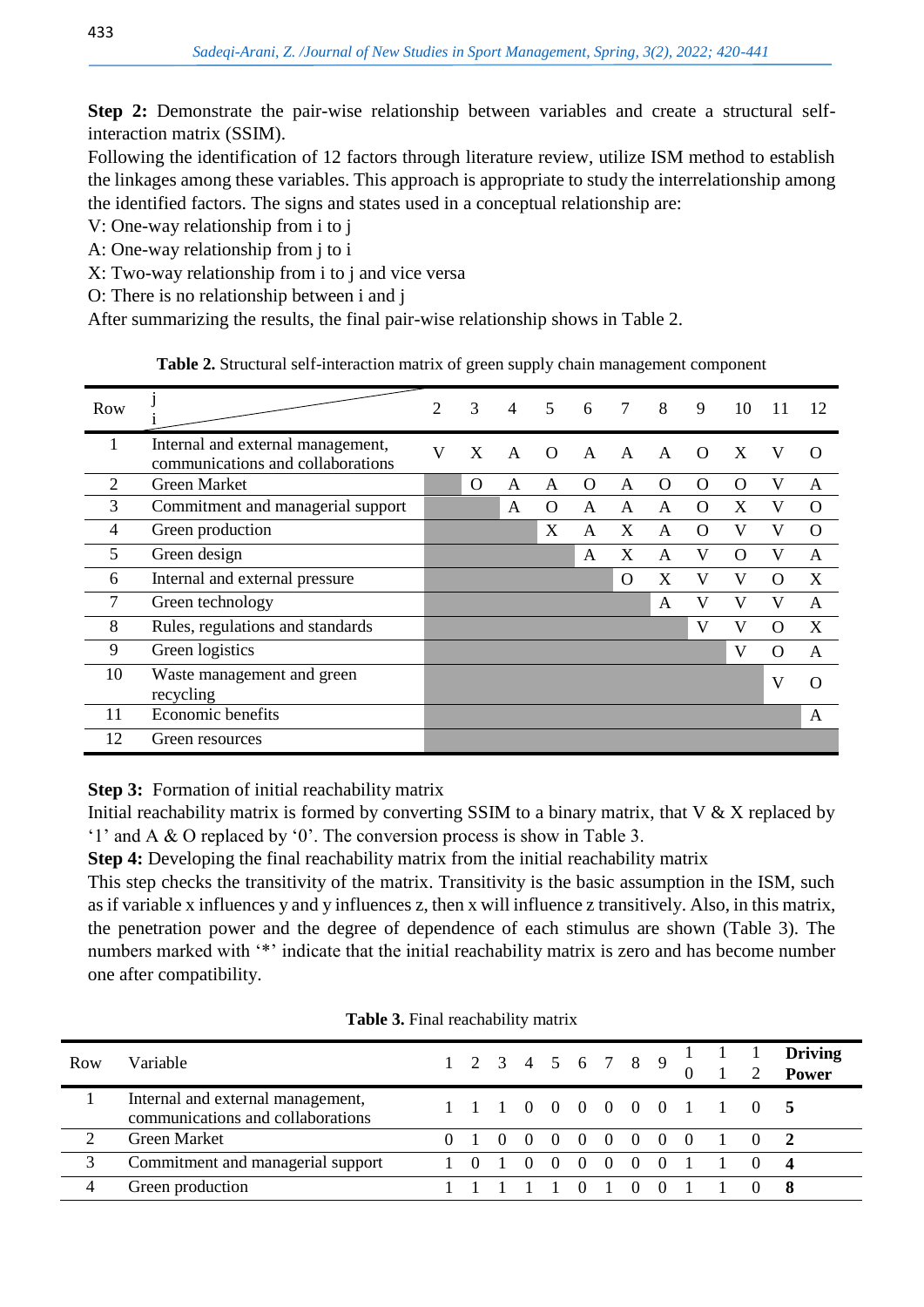**Step 2:** Demonstrate the pair-wise relationship between variables and create a structural self-interaction matrix (SSIM).

Following the identification of 12 factors through literature review, utilize ISM method to establish the linkages among these variables. This approach is appropriate to study the interrelationship among the identified factors. The signs and states used in a conceptual relationship are:

V: One-way relationship from i to j

A: One-way relationship from j to i

X: Two-way relationship from i to j and vice versa

O: There is no relationship between i and j

After summarizing the results, the final pair-wise relationship shows in Table 2.

**Table 2.** Structural self-interaction matrix of green supply chain management component

| Row | i \ j | 2 | 3 | 4 | 5 | 6 | 7 | 8 | 9 | 10 | 11 | 12 |
|---|---|---|---|---|---|---|---|---|---|---|---|---|
| 1 | Internal and external management, communications and collaborations | V | X | A | O | A | A | A | O | X | V | O |
| 2 | Green Market | | O | A | A | O | A | O | O | O | V | A |
| 3 | Commitment and managerial support | | | A | O | A | A | A | O | X | V | O |
| 4 | Green production | | | | X | A | X | A | O | V | V | O |
| 5 | Green design | | | | | A | X | A | V | O | V | A |
| 6 | Internal and external pressure | | | | | | O | X | V | V | O | X |
| 7 | Green technology | | | | | | | A | V | V | V | A |
| 8 | Rules, regulations and standards | | | | | | | | V | V | O | X |
| 9 | Green logistics | | | | | | | | | V | O | A |
| 10 | Waste management and green recycling | | | | | | | | | | V | O |
| 11 | Economic benefits | | | | | | | | | | | A |
| 12 | Green resources | | | | | | | | | | | |

**Step 3:** Formation of initial reachability matrix

Initial reachability matrix is formed by converting SSIM to a binary matrix, that V & X replaced by '1' and A & O replaced by '0'. The conversion process is show in Table 3.

**Step 4:** Developing the final reachability matrix from the initial reachability matrix

This step checks the transitivity of the matrix. Transitivity is the basic assumption in the ISM, such as if variable x influences y and y influences z, then x will influence z transitively. Also, in this matrix, the penetration power and the degree of dependence of each stimulus are shown (Table 3). The numbers marked with '*' indicate that the initial reachability matrix is zero and has become number one after compatibility.

**Table 3.** Final reachability matrix

| Row | Variable | 1 | 2 | 3 | 4 | 5 | 6 | 7 | 8 | 9 | 10 | 11 | 12 | **Driving Power** |
|---|---|---|---|---|---|---|---|---|---|---|---|---|---|---|
| 1 | Internal and external management, communications and collaborations | 1 | 1 | 1 | 0 | 0 | 0 | 0 | 0 | 0 | 1 | 1 | 0 | **5** |
| 2 | Green Market | 0 | 1 | 0 | 0 | 0 | 0 | 0 | 0 | 0 | 0 | 1 | 0 | **2** |
| 3 | Commitment and managerial support | 1 | 0 | 1 | 0 | 0 | 0 | 0 | 0 | 0 | 1 | 1 | 0 | **4** |
| 4 | Green production | 1 | 1 | 1 | 1 | 1 | 0 | 1 | 0 | 0 | 1 | 1 | 0 | **8** |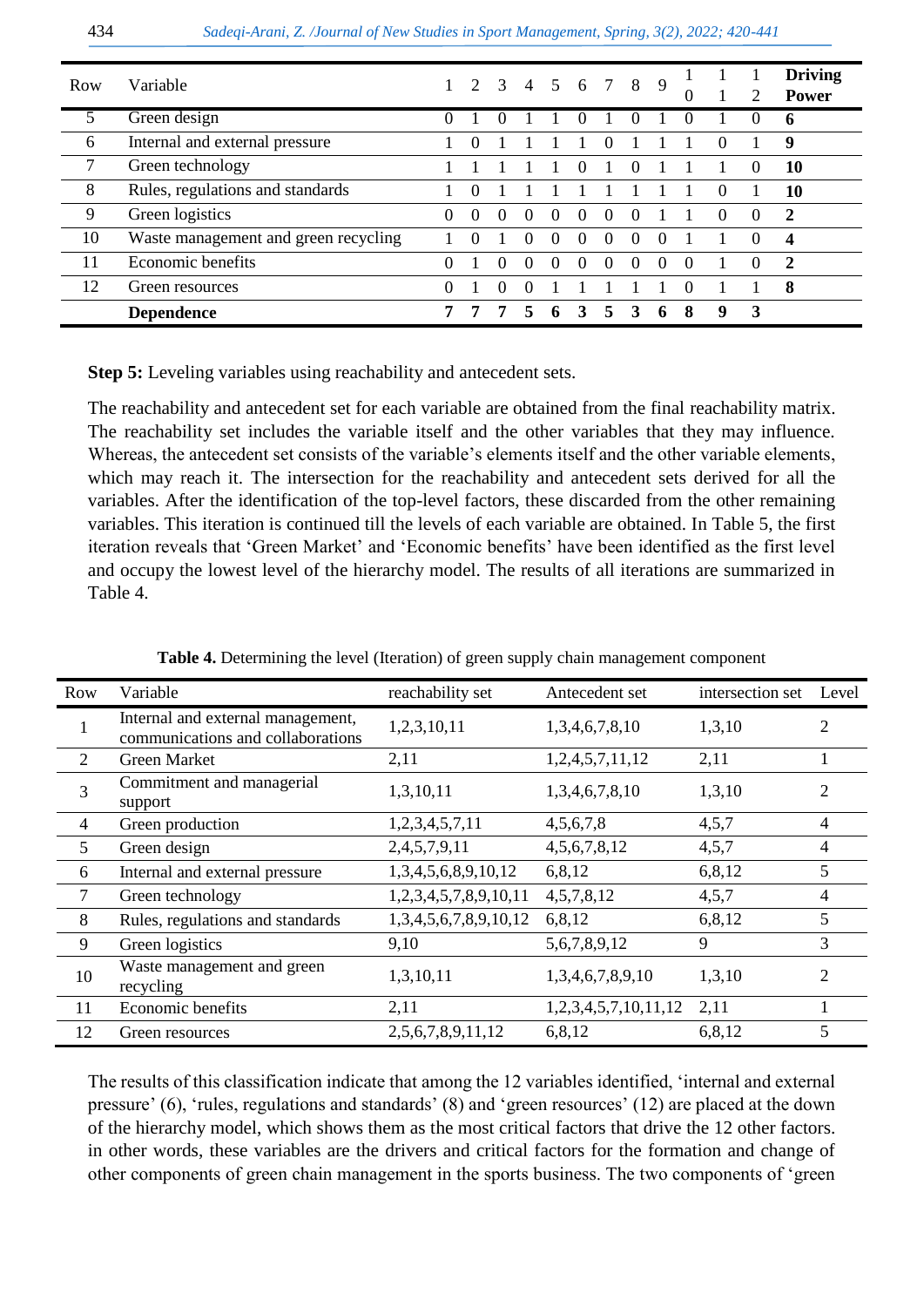| Row | Variable | 1 | 2 | 3 | 4 | 5 | 6 | 7 | 8 | 9 | 10 | 11 | 12 | Driving Power |
|---|---|---|---|---|---|---|---|---|---|---|---|---|---|---|
| 5 | Green design | 0 | 1 | 0 | 1 | 1 | 0 | 1 | 0 | 1 | 0 | 1 | 0 | **6** |
| 6 | Internal and external pressure | 1 | 0 | 1 | 1 | 1 | 1 | 0 | 1 | 1 | 1 | 0 | 1 | **9** |
| 7 | Green technology | 1 | 1 | 1 | 1 | 1 | 0 | 1 | 0 | 1 | 1 | 1 | 0 | **10** |
| 8 | Rules, regulations and standards | 1 | 0 | 1 | 1 | 1 | 1 | 1 | 1 | 1 | 1 | 0 | 1 | **10** |
| 9 | Green logistics | 0 | 0 | 0 | 0 | 0 | 0 | 0 | 0 | 1 | 1 | 0 | 0 | **2** |
| 10 | Waste management and green recycling | 1 | 0 | 1 | 0 | 0 | 0 | 0 | 0 | 0 | 1 | 1 | 0 | **4** |
| 11 | Economic benefits | 0 | 1 | 0 | 0 | 0 | 0 | 0 | 0 | 0 | 0 | 1 | 0 | **2** |
| 12 | Green resources | 0 | 1 | 0 | 0 | 1 | 1 | 1 | 1 | 1 | 0 | 1 | 1 | **8** |
| | **Dependence** | **7** | **7** | **7** | **5** | **6** | **3** | **5** | **3** | **6** | **8** | **9** | **3** | |

**Step 5:** Leveling variables using reachability and antecedent sets.

The reachability and antecedent set for each variable are obtained from the final reachability matrix. The reachability set includes the variable itself and the other variables that they may influence. Whereas, the antecedent set consists of the variable's elements itself and the other variable elements, which may reach it. The intersection for the reachability and antecedent sets derived for all the variables. After the identification of the top-level factors, these discarded from the other remaining variables. This iteration is continued till the levels of each variable are obtained. In Table 5, the first iteration reveals that 'Green Market' and 'Economic benefits' have been identified as the first level and occupy the lowest level of the hierarchy model. The results of all iterations are summarized in Table 4.

**Table 4.** Determining the level (Iteration) of green supply chain management component

| Row | Variable | reachability set | Antecedent set | intersection set | Level |
|---|---|---|---|---|---|
| 1 | Internal and external management, communications and collaborations | 1,2,3,10,11 | 1,3,4,6,7,8,10 | 1,3,10 | 2 |
| 2 | Green Market | 2,11 | 1,2,4,5,7,11,12 | 2,11 | 1 |
| 3 | Commitment and managerial support | 1,3,10,11 | 1,3,4,6,7,8,10 | 1,3,10 | 2 |
| 4 | Green production | 1,2,3,4,5,7,11 | 4,5,6,7,8 | 4,5,7 | 4 |
| 5 | Green design | 2,4,5,7,9,11 | 4,5,6,7,8,12 | 4,5,7 | 4 |
| 6 | Internal and external pressure | 1,3,4,5,6,8,9,10,12 | 6,8,12 | 6,8,12 | 5 |
| 7 | Green technology | 1,2,3,4,5,7,8,9,10,11 | 4,5,7,8,12 | 4,5,7 | 4 |
| 8 | Rules, regulations and standards | 1,3,4,5,6,7,8,9,10,12 | 6,8,12 | 6,8,12 | 5 |
| 9 | Green logistics | 9,10 | 5,6,7,8,9,12 | 9 | 3 |
| 10 | Waste management and green recycling | 1,3,10,11 | 1,3,4,6,7,8,9,10 | 1,3,10 | 2 |
| 11 | Economic benefits | 2,11 | 1,2,3,4,5,7,10,11,12 | 2,11 | 1 |
| 12 | Green resources | 2,5,6,7,8,9,11,12 | 6,8,12 | 6,8,12 | 5 |

The results of this classification indicate that among the 12 variables identified, 'internal and external pressure' (6), 'rules, regulations and standards' (8) and 'green resources' (12) are placed at the down of the hierarchy model, which shows them as the most critical factors that drive the 12 other factors. in other words, these variables are the drivers and critical factors for the formation and change of other components of green chain management in the sports business. The two components of 'green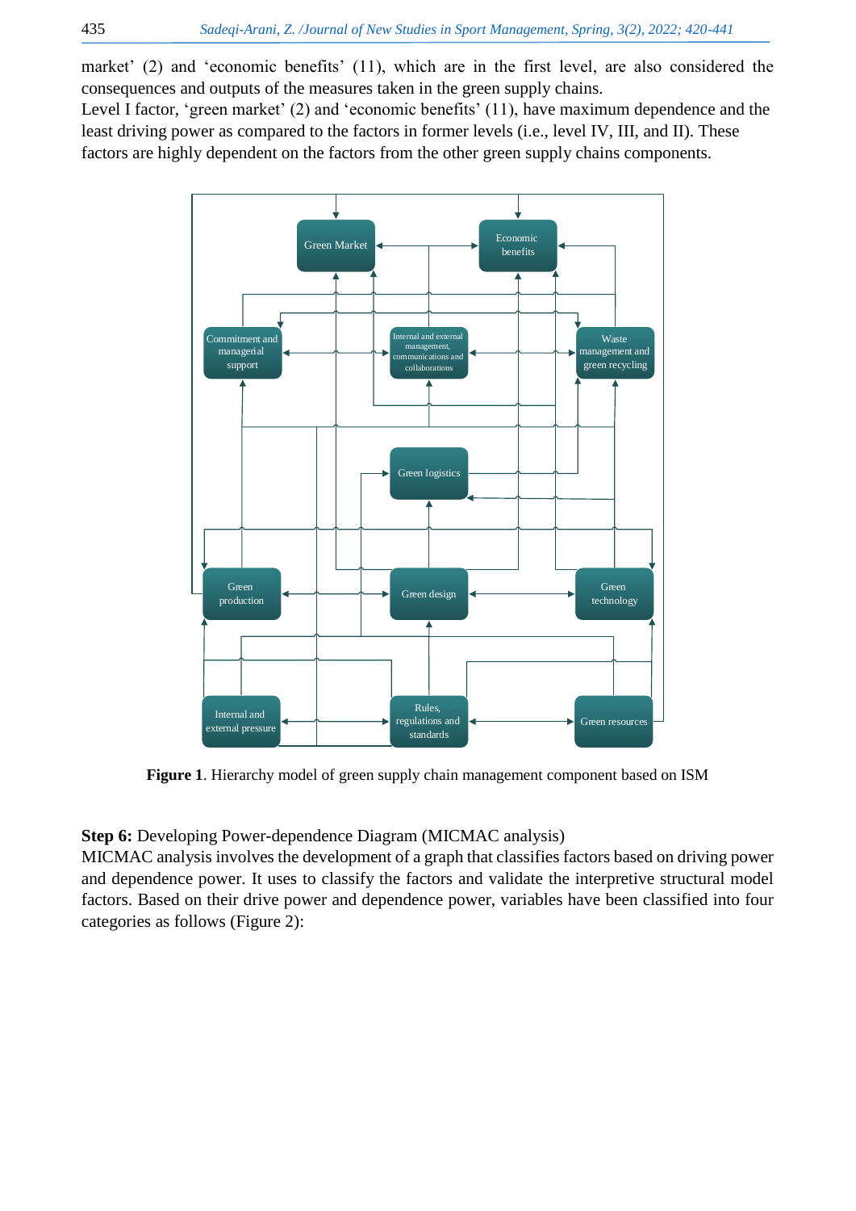market' (2) and 'economic benefits' (11), which are in the first level, are also considered the consequences and outputs of the measures taken in the green supply chains.

Level I factor, 'green market' (2) and 'economic benefits' (11), have maximum dependence and the least driving power as compared to the factors in former levels (i.e., level IV, III, and II). These factors are highly dependent on the factors from the other green supply chains components.

**Figure 1**. Hierarchy model of green supply chain management component based on ISM

**Step 6:** Developing Power-dependence Diagram (MICMAC analysis)

MICMAC analysis involves the development of a graph that classifies factors based on driving power and dependence power. It uses to classify the factors and validate the interpretive structural model factors. Based on their drive power and dependence power, variables have been classified into four categories as follows (Figure 2):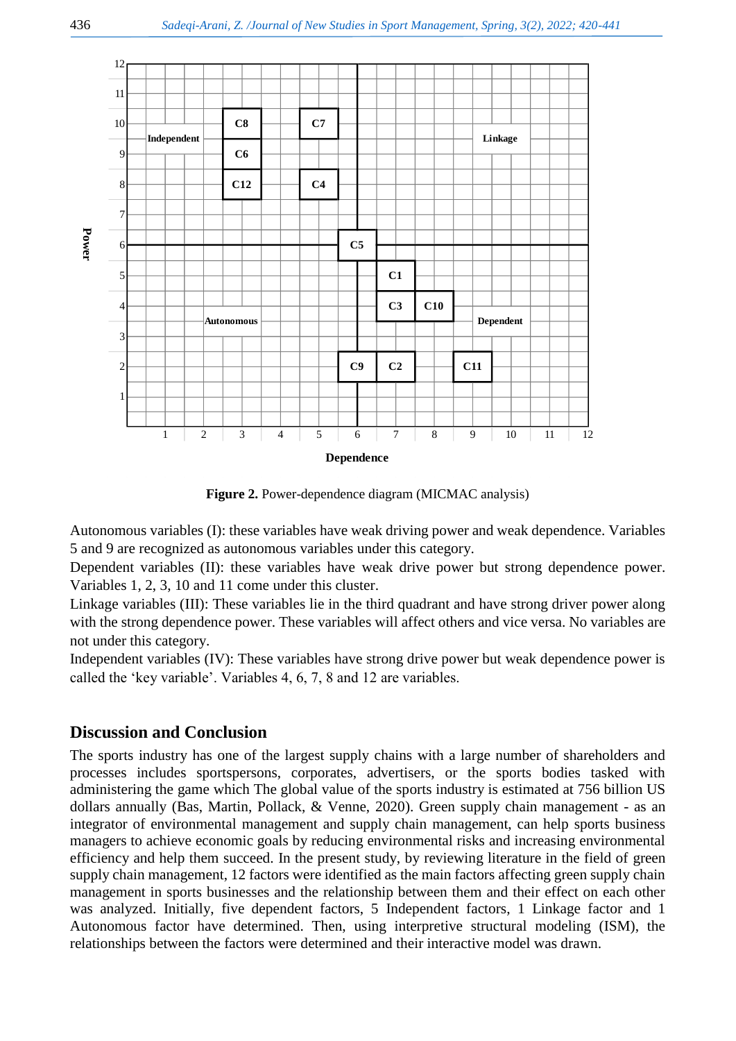**Figure 2.** Power-dependence diagram (MICMAC analysis)

Autonomous variables (I): these variables have weak driving power and weak dependence. Variables 5 and 9 are recognized as autonomous variables under this category.

Dependent variables (II): these variables have weak drive power but strong dependence power. Variables 1, 2, 3, 10 and 11 come under this cluster.

Linkage variables (III): These variables lie in the third quadrant and have strong driver power along with the strong dependence power. These variables will affect others and vice versa. No variables are not under this category.

Independent variables (IV): These variables have strong drive power but weak dependence power is called the 'key variable'. Variables 4, 6, 7, 8 and 12 are variables.

## Discussion and Conclusion

The sports industry has one of the largest supply chains with a large number of shareholders and processes includes sportspersons, corporates, advertisers, or the sports bodies tasked with administering the game which The global value of the sports industry is estimated at 756 billion US dollars annually (Bas, Martin, Pollack, & Venne, 2020). Green supply chain management - as an integrator of environmental management and supply chain management, can help sports business managers to achieve economic goals by reducing environmental risks and increasing environmental efficiency and help them succeed. In the present study, by reviewing literature in the field of green supply chain management, 12 factors were identified as the main factors affecting green supply chain management in sports businesses and the relationship between them and their effect on each other was analyzed. Initially, five dependent factors, 5 Independent factors, 1 Linkage factor and 1 Autonomous factor have determined. Then, using interpretive structural modeling (ISM), the relationships between the factors were determined and their interactive model was drawn.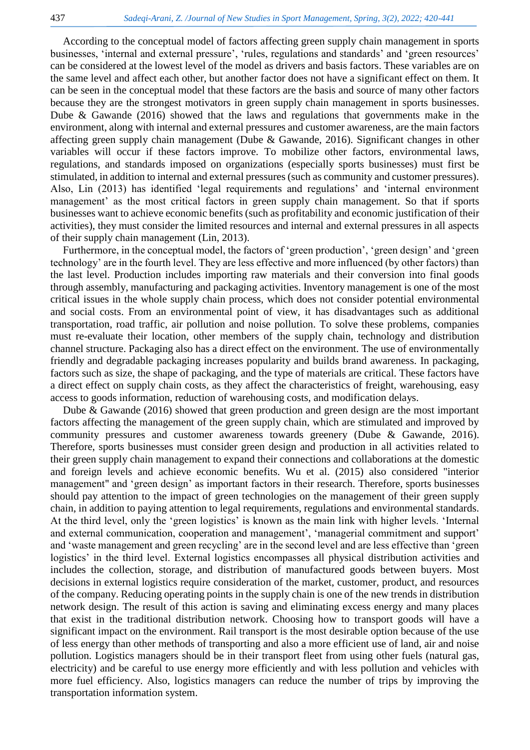According to the conceptual model of factors affecting green supply chain management in sports businesses, 'internal and external pressure', 'rules, regulations and standards' and 'green resources' can be considered at the lowest level of the model as drivers and basis factors. These variables are on the same level and affect each other, but another factor does not have a significant effect on them. It can be seen in the conceptual model that these factors are the basis and source of many other factors because they are the strongest motivators in green supply chain management in sports businesses. Dube & Gawande (2016) showed that the laws and regulations that governments make in the environment, along with internal and external pressures and customer awareness, are the main factors affecting green supply chain management (Dube & Gawande, 2016). Significant changes in other variables will occur if these factors improve. To mobilize other factors, environmental laws, regulations, and standards imposed on organizations (especially sports businesses) must first be stimulated, in addition to internal and external pressures (such as community and customer pressures). Also, Lin (2013) has identified 'legal requirements and regulations' and 'internal environment management' as the most critical factors in green supply chain management. So that if sports businesses want to achieve economic benefits (such as profitability and economic justification of their activities), they must consider the limited resources and internal and external pressures in all aspects of their supply chain management (Lin, 2013).

Furthermore, in the conceptual model, the factors of 'green production', 'green design' and 'green technology' are in the fourth level. They are less effective and more influenced (by other factors) than the last level. Production includes importing raw materials and their conversion into final goods through assembly, manufacturing and packaging activities. Inventory management is one of the most critical issues in the whole supply chain process, which does not consider potential environmental and social costs. From an environmental point of view, it has disadvantages such as additional transportation, road traffic, air pollution and noise pollution. To solve these problems, companies must re-evaluate their location, other members of the supply chain, technology and distribution channel structure. Packaging also has a direct effect on the environment. The use of environmentally friendly and degradable packaging increases popularity and builds brand awareness. In packaging, factors such as size, the shape of packaging, and the type of materials are critical. These factors have a direct effect on supply chain costs, as they affect the characteristics of freight, warehousing, easy access to goods information, reduction of warehousing costs, and modification delays.

Dube & Gawande (2016) showed that green production and green design are the most important factors affecting the management of the green supply chain, which are stimulated and improved by community pressures and customer awareness towards greenery (Dube & Gawande, 2016). Therefore, sports businesses must consider green design and production in all activities related to their green supply chain management to expand their connections and collaborations at the domestic and foreign levels and achieve economic benefits. Wu et al. (2015) also considered "interior management" and 'green design' as important factors in their research. Therefore, sports businesses should pay attention to the impact of green technologies on the management of their green supply chain, in addition to paying attention to legal requirements, regulations and environmental standards. At the third level, only the 'green logistics' is known as the main link with higher levels. 'Internal and external communication, cooperation and management', 'managerial commitment and support' and 'waste management and green recycling' are in the second level and are less effective than 'green logistics' in the third level. External logistics encompasses all physical distribution activities and includes the collection, storage, and distribution of manufactured goods between buyers. Most decisions in external logistics require consideration of the market, customer, product, and resources of the company. Reducing operating points in the supply chain is one of the new trends in distribution network design. The result of this action is saving and eliminating excess energy and many places that exist in the traditional distribution network. Choosing how to transport goods will have a significant impact on the environment. Rail transport is the most desirable option because of the use of less energy than other methods of transporting and also a more efficient use of land, air and noise pollution. Logistics managers should be in their transport fleet from using other fuels (natural gas, electricity) and be careful to use energy more efficiently and with less pollution and vehicles with more fuel efficiency. Also, logistics managers can reduce the number of trips by improving the transportation information system.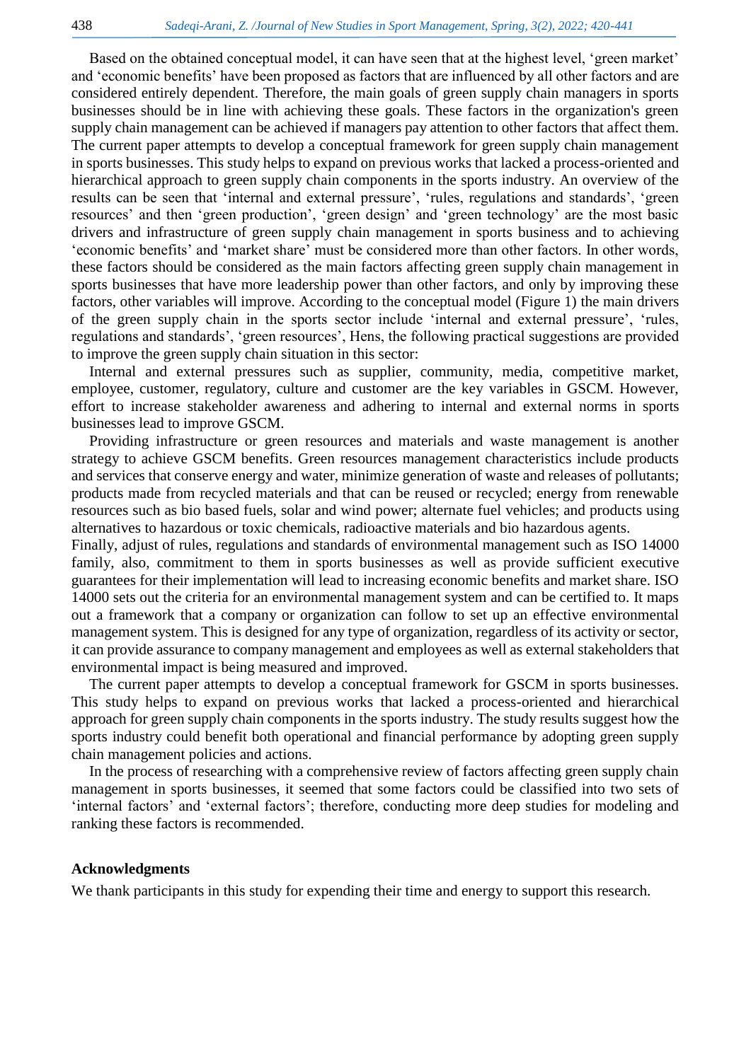Based on the obtained conceptual model, it can have seen that at the highest level, 'green market' and 'economic benefits' have been proposed as factors that are influenced by all other factors and are considered entirely dependent. Therefore, the main goals of green supply chain managers in sports businesses should be in line with achieving these goals. These factors in the organization's green supply chain management can be achieved if managers pay attention to other factors that affect them. The current paper attempts to develop a conceptual framework for green supply chain management in sports businesses. This study helps to expand on previous works that lacked a process-oriented and hierarchical approach to green supply chain components in the sports industry. An overview of the results can be seen that 'internal and external pressure', 'rules, regulations and standards', 'green resources' and then 'green production', 'green design' and 'green technology' are the most basic drivers and infrastructure of green supply chain management in sports business and to achieving 'economic benefits' and 'market share' must be considered more than other factors. In other words, these factors should be considered as the main factors affecting green supply chain management in sports businesses that have more leadership power than other factors, and only by improving these factors, other variables will improve. According to the conceptual model (Figure 1) the main drivers of the green supply chain in the sports sector include 'internal and external pressure', 'rules, regulations and standards', 'green resources', Hens, the following practical suggestions are provided to improve the green supply chain situation in this sector:

Internal and external pressures such as supplier, community, media, competitive market, employee, customer, regulatory, culture and customer are the key variables in GSCM. However, effort to increase stakeholder awareness and adhering to internal and external norms in sports businesses lead to improve GSCM.

Providing infrastructure or green resources and materials and waste management is another strategy to achieve GSCM benefits. Green resources management characteristics include products and services that conserve energy and water, minimize generation of waste and releases of pollutants; products made from recycled materials and that can be reused or recycled; energy from renewable resources such as bio based fuels, solar and wind power; alternate fuel vehicles; and products using alternatives to hazardous or toxic chemicals, radioactive materials and bio hazardous agents.

Finally, adjust of rules, regulations and standards of environmental management such as ISO 14000 family, also, commitment to them in sports businesses as well as provide sufficient executive guarantees for their implementation will lead to increasing economic benefits and market share. ISO 14000 sets out the criteria for an environmental management system and can be certified to. It maps out a framework that a company or organization can follow to set up an effective environmental management system. This is designed for any type of organization, regardless of its activity or sector, it can provide assurance to company management and employees as well as external stakeholders that environmental impact is being measured and improved.

The current paper attempts to develop a conceptual framework for GSCM in sports businesses. This study helps to expand on previous works that lacked a process-oriented and hierarchical approach for green supply chain components in the sports industry. The study results suggest how the sports industry could benefit both operational and financial performance by adopting green supply chain management policies and actions.

In the process of researching with a comprehensive review of factors affecting green supply chain management in sports businesses, it seemed that some factors could be classified into two sets of 'internal factors' and 'external factors'; therefore, conducting more deep studies for modeling and ranking these factors is recommended.

## Acknowledgments

We thank participants in this study for expending their time and energy to support this research.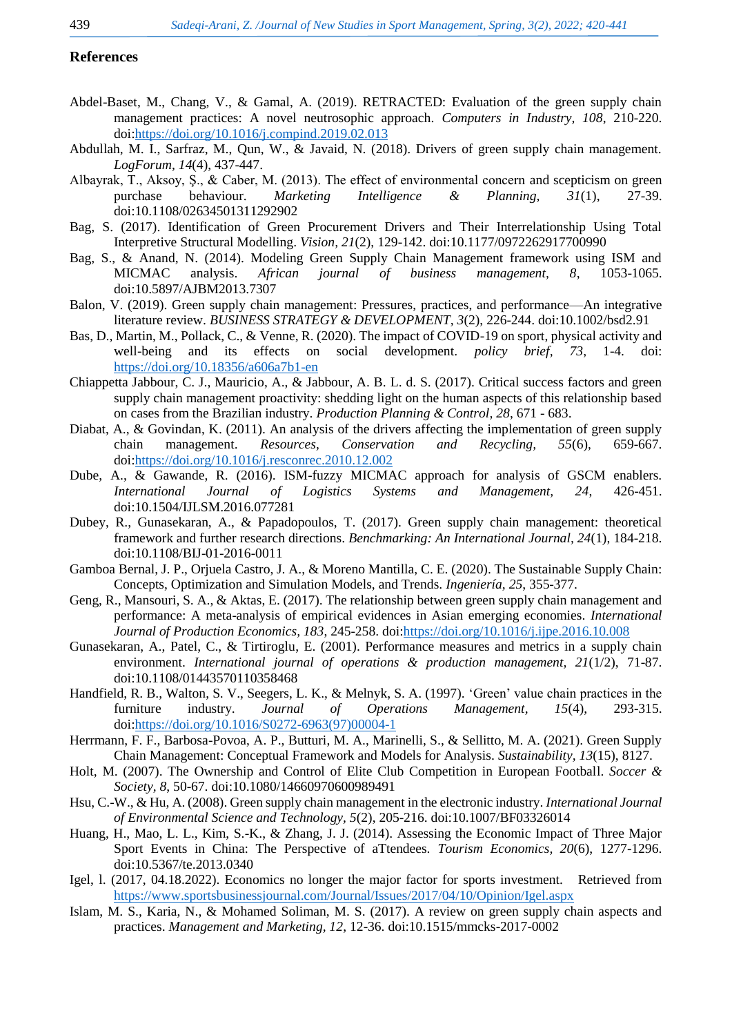## References

Abdel-Baset, M., Chang, V., & Gamal, A. (2019). RETRACTED: Evaluation of the green supply chain management practices: A novel neutrosophic approach. *Computers in Industry, 108*, 210-220. doi:https://doi.org/10.1016/j.compind.2019.02.013

Abdullah, M. I., Sarfraz, M., Qun, W., & Javaid, N. (2018). Drivers of green supply chain management. *LogForum, 14*(4), 437-447.

Albayrak, T., Aksoy, Ş., & Caber, M. (2013). The effect of environmental concern and scepticism on green purchase behaviour. *Marketing Intelligence & Planning, 31*(1), 27-39. doi:10.1108/02634501311292902

Bag, S. (2017). Identification of Green Procurement Drivers and Their Interrelationship Using Total Interpretive Structural Modelling. *Vision, 21*(2), 129-142. doi:10.1177/0972262917700990

Bag, S., & Anand, N. (2014). Modeling Green Supply Chain Management framework using ISM and MICMAC analysis. *African journal of business management, 8*, 1053-1065. doi:10.5897/AJBM2013.7307

Balon, V. (2019). Green supply chain management: Pressures, practices, and performance—An integrative literature review. *BUSINESS STRATEGY & DEVELOPMENT, 3*(2), 226-244. doi:10.1002/bsd2.91

Bas, D., Martin, M., Pollack, C., & Venne, R. (2020). The impact of COVID-19 on sport, physical activity and well-being and its effects on social development. *policy brief, 73*, 1-4. doi: https://doi.org/10.18356/a606a7b1-en

Chiappetta Jabbour, C. J., Mauricio, A., & Jabbour, A. B. L. d. S. (2017). Critical success factors and green supply chain management proactivity: shedding light on the human aspects of this relationship based on cases from the Brazilian industry. *Production Planning & Control, 28*, 671 - 683.

Diabat, A., & Govindan, K. (2011). An analysis of the drivers affecting the implementation of green supply chain management. *Resources, Conservation and Recycling, 55*(6), 659-667. doi:https://doi.org/10.1016/j.resconrec.2010.12.002

Dube, A., & Gawande, R. (2016). ISM-fuzzy MICMAC approach for analysis of GSCM enablers. *International Journal of Logistics Systems and Management, 24*, 426-451. doi:10.1504/IJLSM.2016.077281

Dubey, R., Gunasekaran, A., & Papadopoulos, T. (2017). Green supply chain management: theoretical framework and further research directions. *Benchmarking: An International Journal, 24*(1), 184-218. doi:10.1108/BIJ-01-2016-0011

Gamboa Bernal, J. P., Orjuela Castro, J. A., & Moreno Mantilla, C. E. (2020). The Sustainable Supply Chain: Concepts, Optimization and Simulation Models, and Trends. *Ingeniería, 25*, 355-377.

Geng, R., Mansouri, S. A., & Aktas, E. (2017). The relationship between green supply chain management and performance: A meta-analysis of empirical evidences in Asian emerging economies. *International Journal of Production Economics, 183*, 245-258. doi:https://doi.org/10.1016/j.ijpe.2016.10.008

Gunasekaran, A., Patel, C., & Tirtiroglu, E. (2001). Performance measures and metrics in a supply chain environment. *International journal of operations & production management, 21*(1/2), 71-87. doi:10.1108/01443570110358468

Handfield, R. B., Walton, S. V., Seegers, L. K., & Melnyk, S. A. (1997). 'Green' value chain practices in the furniture industry. *Journal of Operations Management, 15*(4), 293-315. doi:https://doi.org/10.1016/S0272-6963(97)00004-1

Herrmann, F. F., Barbosa-Povoa, A. P., Butturi, M. A., Marinelli, S., & Sellitto, M. A. (2021). Green Supply Chain Management: Conceptual Framework and Models for Analysis. *Sustainability, 13*(15), 8127.

Holt, M. (2007). The Ownership and Control of Elite Club Competition in European Football. *Soccer & Society, 8*, 50-67. doi:10.1080/14660970600989491

Hsu, C.-W., & Hu, A. (2008). Green supply chain management in the electronic industry. *International Journal of Environmental Science and Technology, 5*(2), 205-216. doi:10.1007/BF03326014

Huang, H., Mao, L. L., Kim, S.-K., & Zhang, J. J. (2014). Assessing the Economic Impact of Three Major Sport Events in China: The Perspective of aTtendees. *Tourism Economics, 20*(6), 1277-1296. doi:10.5367/te.2013.0340

Igel, l. (2017, 04.18.2022). Economics no longer the major factor for sports investment. Retrieved from https://www.sportsbusinessjournal.com/Journal/Issues/2017/04/10/Opinion/Igel.aspx

Islam, M. S., Karia, N., & Mohamed Soliman, M. S. (2017). A review on green supply chain aspects and practices. *Management and Marketing, 12*, 12-36. doi:10.1515/mmcks-2017-0002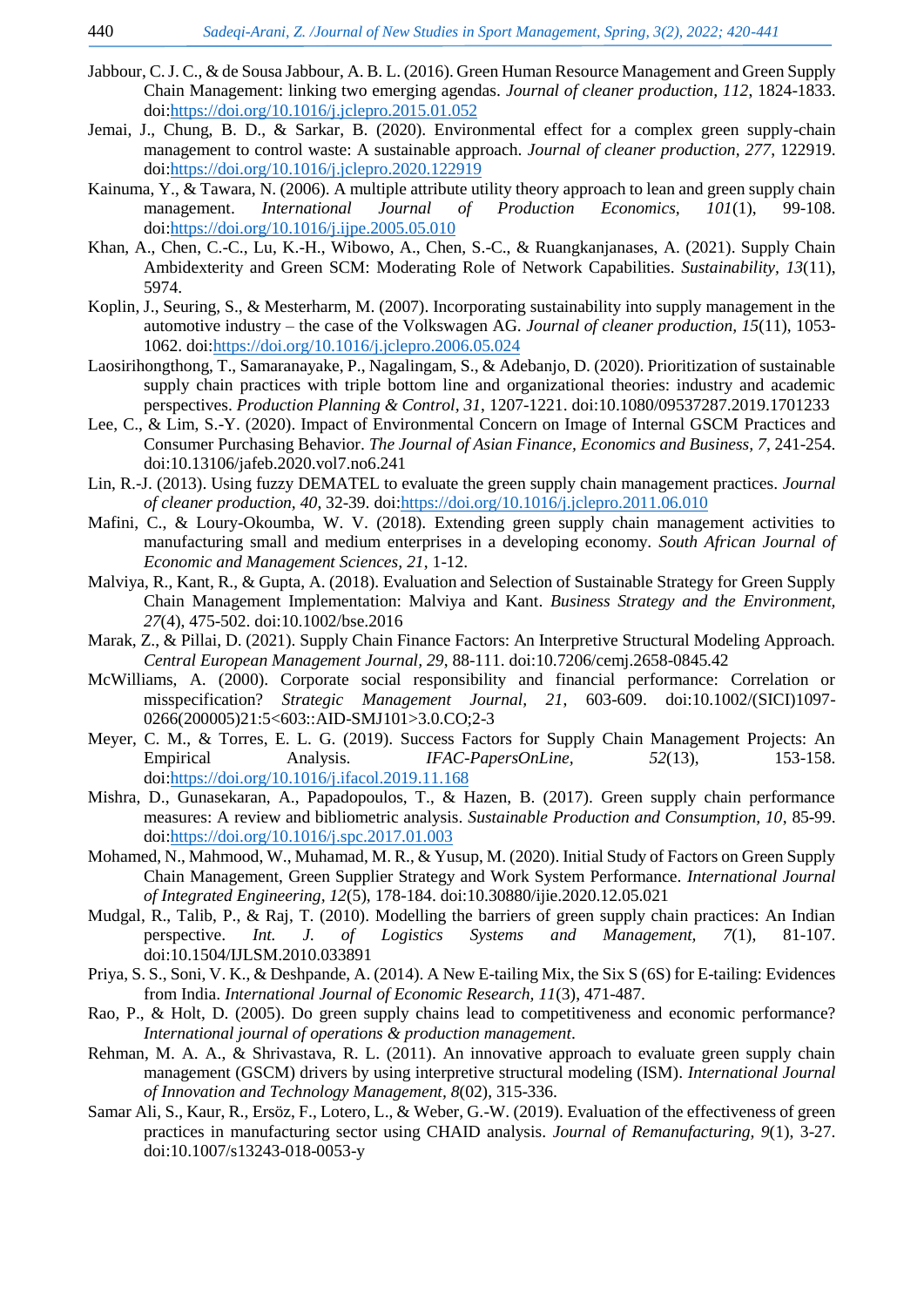Jabbour, C. J. C., & de Sousa Jabbour, A. B. L. (2016). Green Human Resource Management and Green Supply Chain Management: linking two emerging agendas. *Journal of cleaner production, 112*, 1824-1833. doi:https://doi.org/10.1016/j.jclepro.2015.01.052

Jemai, J., Chung, B. D., & Sarkar, B. (2020). Environmental effect for a complex green supply-chain management to control waste: A sustainable approach. *Journal of cleaner production, 277*, 122919. doi:https://doi.org/10.1016/j.jclepro.2020.122919

Kainuma, Y., & Tawara, N. (2006). A multiple attribute utility theory approach to lean and green supply chain management. *International Journal of Production Economics, 101*(1), 99-108. doi:https://doi.org/10.1016/j.ijpe.2005.05.010

Khan, A., Chen, C.-C., Lu, K.-H., Wibowo, A., Chen, S.-C., & Ruangkanjanases, A. (2021). Supply Chain Ambidexterity and Green SCM: Moderating Role of Network Capabilities. *Sustainability, 13*(11), 5974.

Koplin, J., Seuring, S., & Mesterharm, M. (2007). Incorporating sustainability into supply management in the automotive industry – the case of the Volkswagen AG. *Journal of cleaner production, 15*(11), 1053-1062. doi:https://doi.org/10.1016/j.jclepro.2006.05.024

Laosirihongthong, T., Samaranayake, P., Nagalingam, S., & Adebanjo, D. (2020). Prioritization of sustainable supply chain practices with triple bottom line and organizational theories: industry and academic perspectives. *Production Planning & Control, 31*, 1207-1221. doi:10.1080/09537287.2019.1701233

Lee, C., & Lim, S.-Y. (2020). Impact of Environmental Concern on Image of Internal GSCM Practices and Consumer Purchasing Behavior. *The Journal of Asian Finance, Economics and Business, 7*, 241-254. doi:10.13106/jafeb.2020.vol7.no6.241

Lin, R.-J. (2013). Using fuzzy DEMATEL to evaluate the green supply chain management practices. *Journal of cleaner production, 40*, 32-39. doi:https://doi.org/10.1016/j.jclepro.2011.06.010

Mafini, C., & Loury-Okoumba, W. V. (2018). Extending green supply chain management activities to manufacturing small and medium enterprises in a developing economy. *South African Journal of Economic and Management Sciences, 21*, 1-12.

Malviya, R., Kant, R., & Gupta, A. (2018). Evaluation and Selection of Sustainable Strategy for Green Supply Chain Management Implementation: Malviya and Kant. *Business Strategy and the Environment, 27*(4), 475-502. doi:10.1002/bse.2016

Marak, Z., & Pillai, D. (2021). Supply Chain Finance Factors: An Interpretive Structural Modeling Approach. *Central European Management Journal, 29*, 88-111. doi:10.7206/cemj.2658-0845.42

McWilliams, A. (2000). Corporate social responsibility and financial performance: Correlation or misspecification? *Strategic Management Journal, 21*, 603-609. doi:10.1002/(SICI)1097-0266(200005)21:5<603::AID-SMJ101>3.0.CO;2-3

Meyer, C. M., & Torres, E. L. G. (2019). Success Factors for Supply Chain Management Projects: An Empirical Analysis. *IFAC-PapersOnLine, 52*(13), 153-158. doi:https://doi.org/10.1016/j.ifacol.2019.11.168

Mishra, D., Gunasekaran, A., Papadopoulos, T., & Hazen, B. (2017). Green supply chain performance measures: A review and bibliometric analysis. *Sustainable Production and Consumption, 10*, 85-99. doi:https://doi.org/10.1016/j.spc.2017.01.003

Mohamed, N., Mahmood, W., Muhamad, M. R., & Yusup, M. (2020). Initial Study of Factors on Green Supply Chain Management, Green Supplier Strategy and Work System Performance. *International Journal of Integrated Engineering, 12*(5), 178-184. doi:10.30880/ijie.2020.12.05.021

Mudgal, R., Talib, P., & Raj, T. (2010). Modelling the barriers of green supply chain practices: An Indian perspective. *Int. J. of Logistics Systems and Management, 7*(1), 81-107. doi:10.1504/IJLSM.2010.033891

Priya, S. S., Soni, V. K., & Deshpande, A. (2014). A New E-tailing Mix, the Six S (6S) for E-tailing: Evidences from India. *International Journal of Economic Research, 11*(3), 471-487.

Rao, P., & Holt, D. (2005). Do green supply chains lead to competitiveness and economic performance? *International journal of operations & production management*.

Rehman, M. A. A., & Shrivastava, R. L. (2011). An innovative approach to evaluate green supply chain management (GSCM) drivers by using interpretive structural modeling (ISM). *International Journal of Innovation and Technology Management, 8*(02), 315-336.

Samar Ali, S., Kaur, R., Ersöz, F., Lotero, L., & Weber, G.-W. (2019). Evaluation of the effectiveness of green practices in manufacturing sector using CHAID analysis. *Journal of Remanufacturing, 9*(1), 3-27. doi:10.1007/s13243-018-0053-y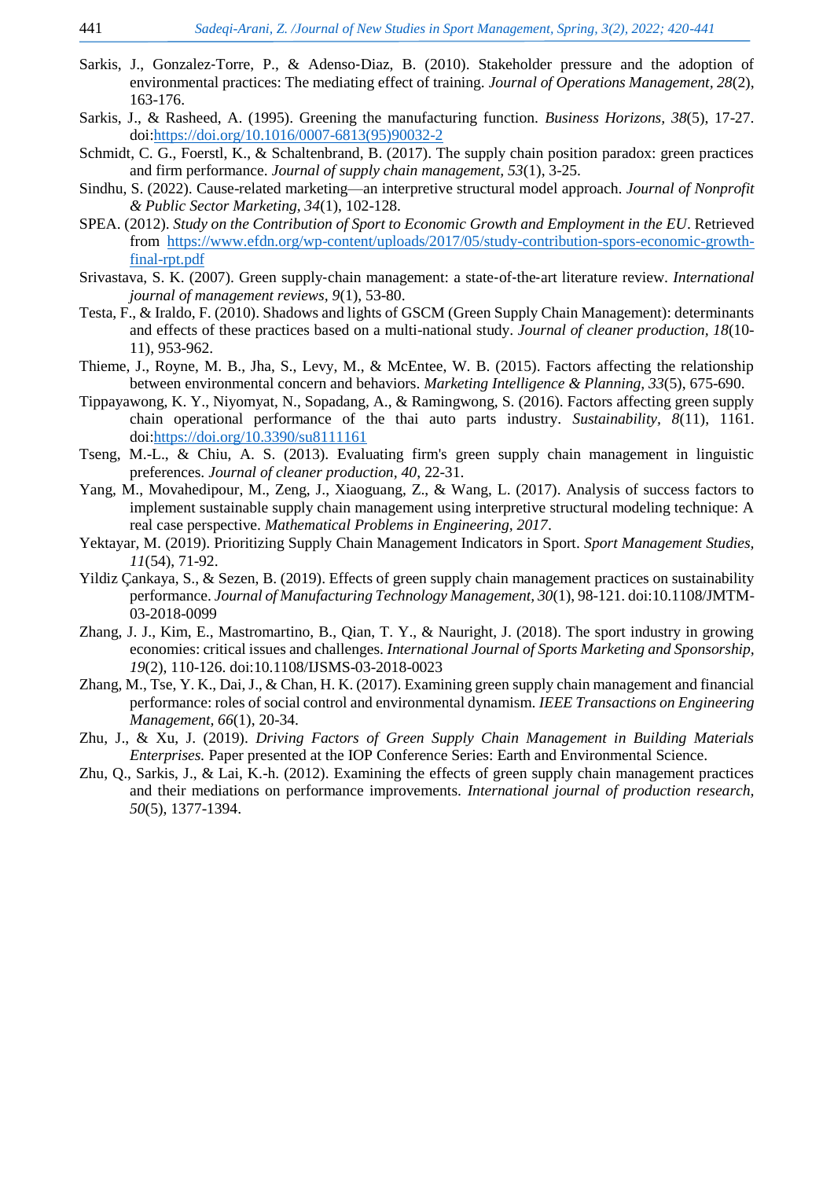Sarkis, J., Gonzalez-Torre, P., & Adenso-Diaz, B. (2010). Stakeholder pressure and the adoption of environmental practices: The mediating effect of training. *Journal of Operations Management, 28*(2), 163-176.

Sarkis, J., & Rasheed, A. (1995). Greening the manufacturing function. *Business Horizons, 38*(5), 17-27. doi:https://doi.org/10.1016/0007-6813(95)90032-2

Schmidt, C. G., Foerstl, K., & Schaltenbrand, B. (2017). The supply chain position paradox: green practices and firm performance. *Journal of supply chain management, 53*(1), 3-25.

Sindhu, S. (2022). Cause-related marketing—an interpretive structural model approach. *Journal of Nonprofit & Public Sector Marketing, 34*(1), 102-128.

SPEA. (2012). *Study on the Contribution of Sport to Economic Growth and Employment in the EU*. Retrieved from https://www.efdn.org/wp-content/uploads/2017/05/study-contribution-spors-economic-growth-final-rpt.pdf

Srivastava, S. K. (2007). Green supply‐chain management: a state‐of‐the‐art literature review. *International journal of management reviews, 9*(1), 53-80.

Testa, F., & Iraldo, F. (2010). Shadows and lights of GSCM (Green Supply Chain Management): determinants and effects of these practices based on a multi-national study. *Journal of cleaner production, 18*(10-11), 953-962.

Thieme, J., Royne, M. B., Jha, S., Levy, M., & McEntee, W. B. (2015). Factors affecting the relationship between environmental concern and behaviors. *Marketing Intelligence & Planning, 33*(5), 675-690.

Tippayawong, K. Y., Niyomyat, N., Sopadang, A., & Ramingwong, S. (2016). Factors affecting green supply chain operational performance of the thai auto parts industry. *Sustainability, 8*(11), 1161. doi:https://doi.org/10.3390/su8111161

Tseng, M.-L., & Chiu, A. S. (2013). Evaluating firm's green supply chain management in linguistic preferences. *Journal of cleaner production, 40*, 22-31.

Yang, M., Movahedipour, M., Zeng, J., Xiaoguang, Z., & Wang, L. (2017). Analysis of success factors to implement sustainable supply chain management using interpretive structural modeling technique: A real case perspective. *Mathematical Problems in Engineering, 2017*.

Yektayar, M. (2019). Prioritizing Supply Chain Management Indicators in Sport. *Sport Management Studies, 11*(54), 71-92.

Yildiz Çankaya, S., & Sezen, B. (2019). Effects of green supply chain management practices on sustainability performance. *Journal of Manufacturing Technology Management, 30*(1), 98-121. doi:10.1108/JMTM-03-2018-0099

Zhang, J. J., Kim, E., Mastromartino, B., Qian, T. Y., & Nauright, J. (2018). The sport industry in growing economies: critical issues and challenges. *International Journal of Sports Marketing and Sponsorship, 19*(2), 110-126. doi:10.1108/IJSMS-03-2018-0023

Zhang, M., Tse, Y. K., Dai, J., & Chan, H. K. (2017). Examining green supply chain management and financial performance: roles of social control and environmental dynamism. *IEEE Transactions on Engineering Management, 66*(1), 20-34.

Zhu, J., & Xu, J. (2019). *Driving Factors of Green Supply Chain Management in Building Materials Enterprises.* Paper presented at the IOP Conference Series: Earth and Environmental Science.

Zhu, Q., Sarkis, J., & Lai, K.-h. (2012). Examining the effects of green supply chain management practices and their mediations on performance improvements. *International journal of production research, 50*(5), 1377-1394.